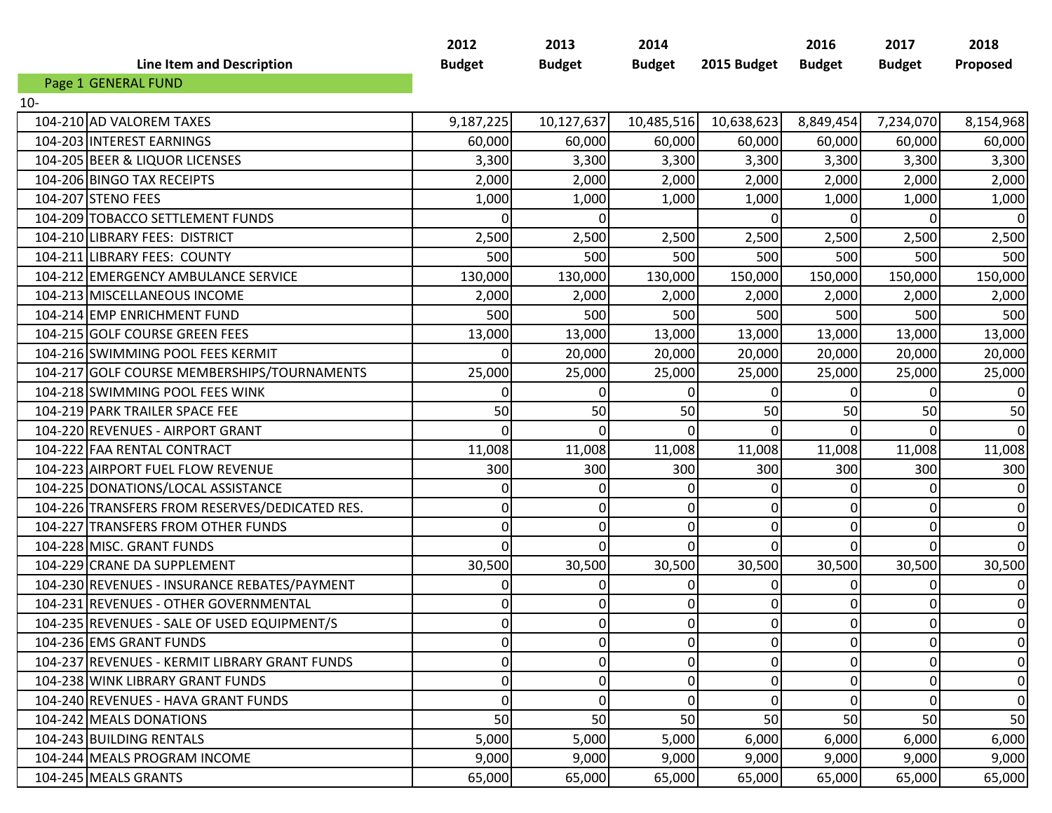| Line Item and Description | | 2012 Budget | 2013 Budget | 2014 Budget | 2015 Budget | 2016 Budget | 2017 Budget | 2018 Proposed |
|---|---|---|---|---|---|---|---|---|
| Page 1 GENERAL FUND | | | | | | | | |
| 10- | | | | | | | | |
| 104-210 | AD VALOREM TAXES | 9,187,225 | 10,127,637 | 10,485,516 | 10,638,623 | 8,849,454 | 7,234,070 | 8,154,968 |
| 104-203 | INTEREST EARNINGS | 60,000 | 60,000 | 60,000 | 60,000 | 60,000 | 60,000 | 60,000 |
| 104-205 | BEER & LIQUOR LICENSES | 3,300 | 3,300 | 3,300 | 3,300 | 3,300 | 3,300 | 3,300 |
| 104-206 | BINGO TAX RECEIPTS | 2,000 | 2,000 | 2,000 | 2,000 | 2,000 | 2,000 | 2,000 |
| 104-207 | STENO FEES | 1,000 | 1,000 | 1,000 | 1,000 | 1,000 | 1,000 | 1,000 |
| 104-209 | TOBACCO SETTLEMENT FUNDS | 0 | 0 | | 0 | 0 | 0 | 0 |
| 104-210 | LIBRARY FEES: DISTRICT | 2,500 | 2,500 | 2,500 | 2,500 | 2,500 | 2,500 | 2,500 |
| 104-211 | LIBRARY FEES: COUNTY | 500 | 500 | 500 | 500 | 500 | 500 | 500 |
| 104-212 | EMERGENCY AMBULANCE SERVICE | 130,000 | 130,000 | 130,000 | 150,000 | 150,000 | 150,000 | 150,000 |
| 104-213 | MISCELLANEOUS INCOME | 2,000 | 2,000 | 2,000 | 2,000 | 2,000 | 2,000 | 2,000 |
| 104-214 | EMP ENRICHMENT FUND | 500 | 500 | 500 | 500 | 500 | 500 | 500 |
| 104-215 | GOLF COURSE GREEN FEES | 13,000 | 13,000 | 13,000 | 13,000 | 13,000 | 13,000 | 13,000 |
| 104-216 | SWIMMING POOL FEES KERMIT | 0 | 20,000 | 20,000 | 20,000 | 20,000 | 20,000 | 20,000 |
| 104-217 | GOLF COURSE MEMBERSHIPS/TOURNAMENTS | 25,000 | 25,000 | 25,000 | 25,000 | 25,000 | 25,000 | 25,000 |
| 104-218 | SWIMMING POOL FEES WINK | 0 | 0 | 0 | 0 | 0 | 0 | 0 |
| 104-219 | PARK TRAILER SPACE FEE | 50 | 50 | 50 | 50 | 50 | 50 | 50 |
| 104-220 | REVENUES - AIRPORT GRANT | 0 | 0 | 0 | 0 | 0 | 0 | 0 |
| 104-222 | FAA RENTAL CONTRACT | 11,008 | 11,008 | 11,008 | 11,008 | 11,008 | 11,008 | 11,008 |
| 104-223 | AIRPORT FUEL FLOW REVENUE | 300 | 300 | 300 | 300 | 300 | 300 | 300 |
| 104-225 | DONATIONS/LOCAL ASSISTANCE | 0 | 0 | 0 | 0 | 0 | 0 | 0 |
| 104-226 | TRANSFERS FROM RESERVES/DEDICATED RES. | 0 | 0 | 0 | 0 | 0 | 0 | 0 |
| 104-227 | TRANSFERS FROM OTHER FUNDS | 0 | 0 | 0 | 0 | 0 | 0 | 0 |
| 104-228 | MISC. GRANT FUNDS | 0 | 0 | 0 | 0 | 0 | 0 | 0 |
| 104-229 | CRANE DA SUPPLEMENT | 30,500 | 30,500 | 30,500 | 30,500 | 30,500 | 30,500 | 30,500 |
| 104-230 | REVENUES - INSURANCE REBATES/PAYMENT | 0 | 0 | 0 | 0 | 0 | 0 | 0 |
| 104-231 | REVENUES - OTHER GOVERNMENTAL | 0 | 0 | 0 | 0 | 0 | 0 | 0 |
| 104-235 | REVENUES - SALE OF USED EQUIPMENT/S | 0 | 0 | 0 | 0 | 0 | 0 | 0 |
| 104-236 | EMS GRANT FUNDS | 0 | 0 | 0 | 0 | 0 | 0 | 0 |
| 104-237 | REVENUES - KERMIT LIBRARY GRANT FUNDS | 0 | 0 | 0 | 0 | 0 | 0 | 0 |
| 104-238 | WINK LIBRARY GRANT FUNDS | 0 | 0 | 0 | 0 | 0 | 0 | 0 |
| 104-240 | REVENUES - HAVA GRANT FUNDS | 0 | 0 | 0 | 0 | 0 | 0 | 0 |
| 104-242 | MEALS DONATIONS | 50 | 50 | 50 | 50 | 50 | 50 | 50 |
| 104-243 | BUILDING RENTALS | 5,000 | 5,000 | 5,000 | 6,000 | 6,000 | 6,000 | 6,000 |
| 104-244 | MEALS PROGRAM INCOME | 9,000 | 9,000 | 9,000 | 9,000 | 9,000 | 9,000 | 9,000 |
| 104-245 | MEALS GRANTS | 65,000 | 65,000 | 65,000 | 65,000 | 65,000 | 65,000 | 65,000 |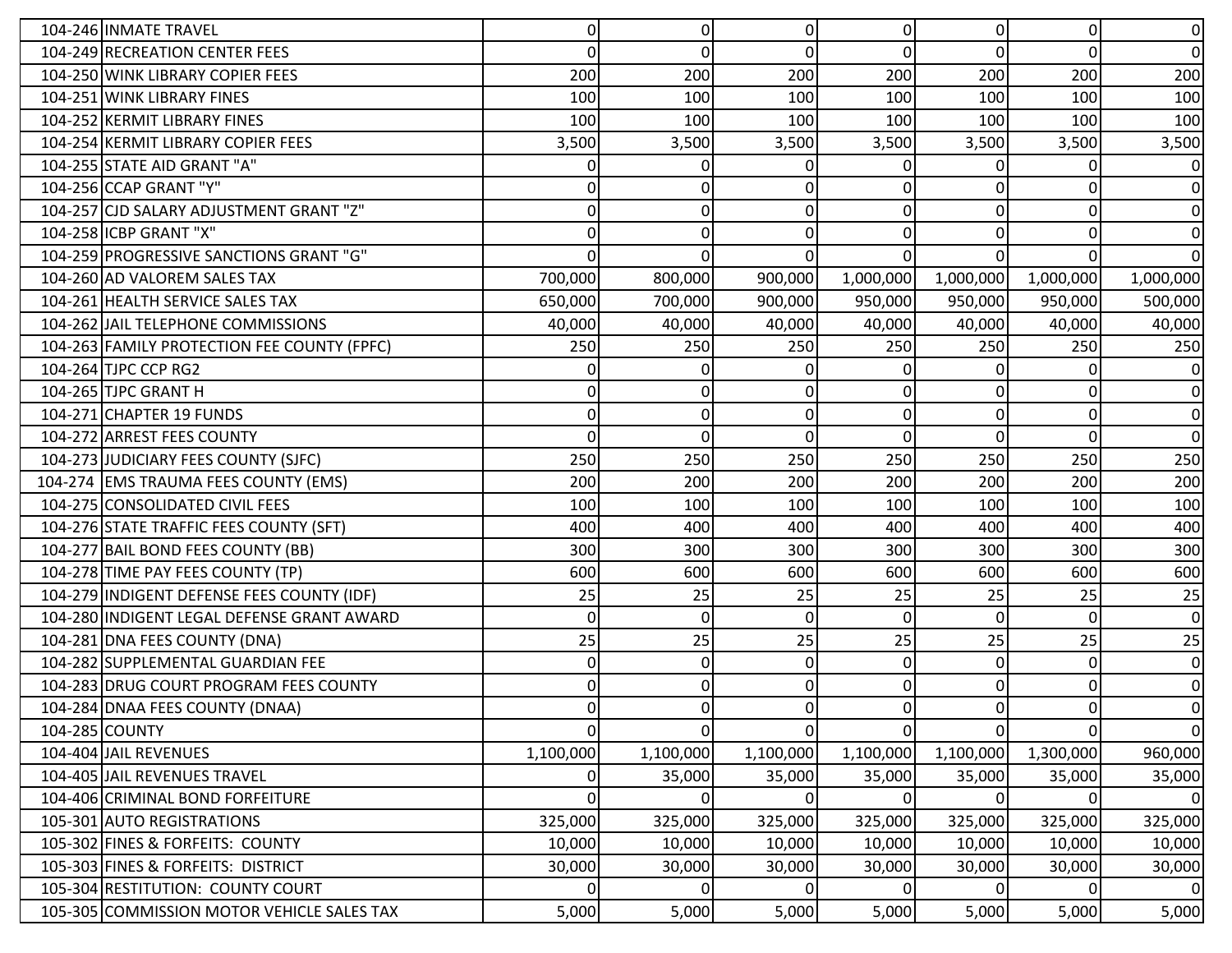| | | | | | | | | |
|---|---|---|---|---|---|---|---|---|
| 104-246 | INMATE TRAVEL | 0 | 0 | 0 | 0 | 0 | 0 | 0 |
| 104-249 | RECREATION CENTER FEES | 0 | 0 | 0 | 0 | 0 | 0 | 0 |
| 104-250 | WINK LIBRARY COPIER FEES | 200 | 200 | 200 | 200 | 200 | 200 | 200 |
| 104-251 | WINK LIBRARY FINES | 100 | 100 | 100 | 100 | 100 | 100 | 100 |
| 104-252 | KERMIT LIBRARY FINES | 100 | 100 | 100 | 100 | 100 | 100 | 100 |
| 104-254 | KERMIT LIBRARY COPIER FEES | 3,500 | 3,500 | 3,500 | 3,500 | 3,500 | 3,500 | 3,500 |
| 104-255 | STATE AID GRANT "A" | 0 | 0 | 0 | 0 | 0 | 0 | 0 |
| 104-256 | CCAP GRANT "Y" | 0 | 0 | 0 | 0 | 0 | 0 | 0 |
| 104-257 | CJD SALARY ADJUSTMENT GRANT "Z" | 0 | 0 | 0 | 0 | 0 | 0 | 0 |
| 104-258 | ICBP GRANT "X" | 0 | 0 | 0 | 0 | 0 | 0 | 0 |
| 104-259 | PROGRESSIVE SANCTIONS GRANT "G" | 0 | 0 | 0 | 0 | 0 | 0 | 0 |
| 104-260 | AD VALOREM SALES TAX | 700,000 | 800,000 | 900,000 | 1,000,000 | 1,000,000 | 1,000,000 | 1,000,000 |
| 104-261 | HEALTH SERVICE SALES TAX | 650,000 | 700,000 | 900,000 | 950,000 | 950,000 | 950,000 | 500,000 |
| 104-262 | JAIL TELEPHONE COMMISSIONS | 40,000 | 40,000 | 40,000 | 40,000 | 40,000 | 40,000 | 40,000 |
| 104-263 | FAMILY PROTECTION FEE COUNTY (FPFC) | 250 | 250 | 250 | 250 | 250 | 250 | 250 |
| 104-264 | TJPC CCP RG2 | 0 | 0 | 0 | 0 | 0 | 0 | 0 |
| 104-265 | TJPC GRANT H | 0 | 0 | 0 | 0 | 0 | 0 | 0 |
| 104-271 | CHAPTER 19 FUNDS | 0 | 0 | 0 | 0 | 0 | 0 | 0 |
| 104-272 | ARREST FEES COUNTY | 0 | 0 | 0 | 0 | 0 | 0 | 0 |
| 104-273 | JUDICIARY FEES COUNTY (SJFC) | 250 | 250 | 250 | 250 | 250 | 250 | 250 |
| 104-274 | EMS TRAUMA FEES COUNTY (EMS) | 200 | 200 | 200 | 200 | 200 | 200 | 200 |
| 104-275 | CONSOLIDATED CIVIL FEES | 100 | 100 | 100 | 100 | 100 | 100 | 100 |
| 104-276 | STATE TRAFFIC FEES COUNTY (SFT) | 400 | 400 | 400 | 400 | 400 | 400 | 400 |
| 104-277 | BAIL BOND FEES COUNTY (BB) | 300 | 300 | 300 | 300 | 300 | 300 | 300 |
| 104-278 | TIME PAY FEES COUNTY (TP) | 600 | 600 | 600 | 600 | 600 | 600 | 600 |
| 104-279 | INDIGENT DEFENSE FEES COUNTY (IDF) | 25 | 25 | 25 | 25 | 25 | 25 | 25 |
| 104-280 | INDIGENT LEGAL DEFENSE GRANT AWARD | 0 | 0 | 0 | 0 | 0 | 0 | 0 |
| 104-281 | DNA FEES COUNTY (DNA) | 25 | 25 | 25 | 25 | 25 | 25 | 25 |
| 104-282 | SUPPLEMENTAL GUARDIAN FEE | 0 | 0 | 0 | 0 | 0 | 0 | 0 |
| 104-283 | DRUG COURT PROGRAM FEES COUNTY | 0 | 0 | 0 | 0 | 0 | 0 | 0 |
| 104-284 | DNAA FEES COUNTY (DNAA) | 0 | 0 | 0 | 0 | 0 | 0 | 0 |
| 104-285 | COUNTY | 0 | 0 | 0 | 0 | 0 | 0 | 0 |
| 104-404 | JAIL REVENUES | 1,100,000 | 1,100,000 | 1,100,000 | 1,100,000 | 1,100,000 | 1,300,000 | 960,000 |
| 104-405 | JAIL REVENUES TRAVEL | 0 | 35,000 | 35,000 | 35,000 | 35,000 | 35,000 | 35,000 |
| 104-406 | CRIMINAL BOND FORFEITURE | 0 | 0 | 0 | 0 | 0 | 0 | 0 |
| 105-301 | AUTO REGISTRATIONS | 325,000 | 325,000 | 325,000 | 325,000 | 325,000 | 325,000 | 325,000 |
| 105-302 | FINES & FORFEITS: COUNTY | 10,000 | 10,000 | 10,000 | 10,000 | 10,000 | 10,000 | 10,000 |
| 105-303 | FINES & FORFEITS: DISTRICT | 30,000 | 30,000 | 30,000 | 30,000 | 30,000 | 30,000 | 30,000 |
| 105-304 | RESTITUTION: COUNTY COURT | 0 | 0 | 0 | 0 | 0 | 0 | 0 |
| 105-305 | COMMISSION MOTOR VEHICLE SALES TAX | 5,000 | 5,000 | 5,000 | 5,000 | 5,000 | 5,000 | 5,000 |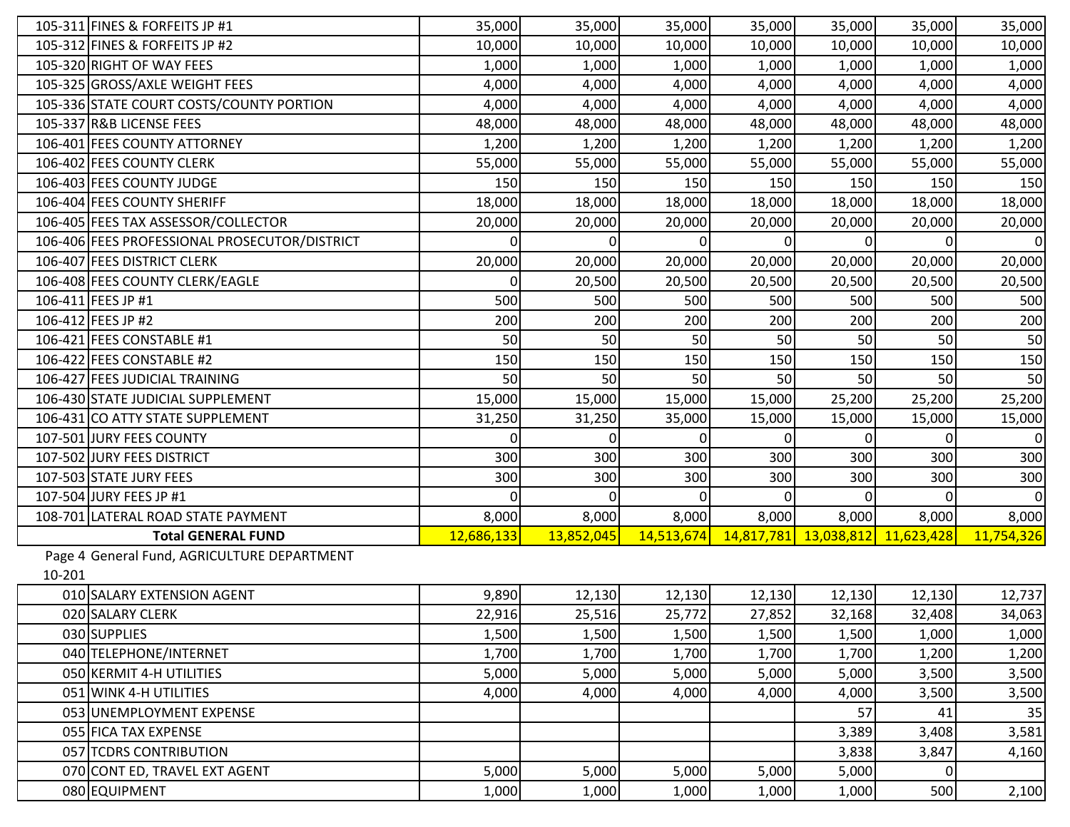| | | | | | | | |
|---|---|---|---|---|---|---|---|
| 105-311 FINES & FORFEITS JP #1 | 35,000 | 35,000 | 35,000 | 35,000 | 35,000 | 35,000 | 35,000 |
| 105-312 FINES & FORFEITS JP #2 | 10,000 | 10,000 | 10,000 | 10,000 | 10,000 | 10,000 | 10,000 |
| 105-320 RIGHT OF WAY FEES | 1,000 | 1,000 | 1,000 | 1,000 | 1,000 | 1,000 | 1,000 |
| 105-325 GROSS/AXLE WEIGHT FEES | 4,000 | 4,000 | 4,000 | 4,000 | 4,000 | 4,000 | 4,000 |
| 105-336 STATE COURT COSTS/COUNTY PORTION | 4,000 | 4,000 | 4,000 | 4,000 | 4,000 | 4,000 | 4,000 |
| 105-337 R&B LICENSE FEES | 48,000 | 48,000 | 48,000 | 48,000 | 48,000 | 48,000 | 48,000 |
| 106-401 FEES COUNTY ATTORNEY | 1,200 | 1,200 | 1,200 | 1,200 | 1,200 | 1,200 | 1,200 |
| 106-402 FEES COUNTY CLERK | 55,000 | 55,000 | 55,000 | 55,000 | 55,000 | 55,000 | 55,000 |
| 106-403 FEES COUNTY JUDGE | 150 | 150 | 150 | 150 | 150 | 150 | 150 |
| 106-404 FEES COUNTY SHERIFF | 18,000 | 18,000 | 18,000 | 18,000 | 18,000 | 18,000 | 18,000 |
| 106-405 FEES TAX ASSESSOR/COLLECTOR | 20,000 | 20,000 | 20,000 | 20,000 | 20,000 | 20,000 | 20,000 |
| 106-406 FEES PROFESSIONAL PROSECUTOR/DISTRICT | 0 | 0 | 0 | 0 | 0 | 0 | 0 |
| 106-407 FEES DISTRICT CLERK | 20,000 | 20,000 | 20,000 | 20,000 | 20,000 | 20,000 | 20,000 |
| 106-408 FEES COUNTY CLERK/EAGLE | 0 | 20,500 | 20,500 | 20,500 | 20,500 | 20,500 | 20,500 |
| 106-411 FEES JP #1 | 500 | 500 | 500 | 500 | 500 | 500 | 500 |
| 106-412 FEES JP #2 | 200 | 200 | 200 | 200 | 200 | 200 | 200 |
| 106-421 FEES CONSTABLE #1 | 50 | 50 | 50 | 50 | 50 | 50 | 50 |
| 106-422 FEES CONSTABLE #2 | 150 | 150 | 150 | 150 | 150 | 150 | 150 |
| 106-427 FEES JUDICIAL TRAINING | 50 | 50 | 50 | 50 | 50 | 50 | 50 |
| 106-430 STATE JUDICIAL SUPPLEMENT | 15,000 | 15,000 | 15,000 | 15,000 | 25,200 | 25,200 | 25,200 |
| 106-431 CO ATTY STATE SUPPLEMENT | 31,250 | 31,250 | 35,000 | 15,000 | 15,000 | 15,000 | 15,000 |
| 107-501 JURY FEES COUNTY | 0 | 0 | 0 | 0 | 0 | 0 | 0 |
| 107-502 JURY FEES DISTRICT | 300 | 300 | 300 | 300 | 300 | 300 | 300 |
| 107-503 STATE JURY FEES | 300 | 300 | 300 | 300 | 300 | 300 | 300 |
| 107-504 JURY FEES JP #1 | 0 | 0 | 0 | 0 | 0 | 0 | 0 |
| 108-701 LATERAL ROAD STATE PAYMENT | 8,000 | 8,000 | 8,000 | 8,000 | 8,000 | 8,000 | 8,000 |
| **Total GENERAL FUND** | 12,686,133 | 13,852,045 | 14,513,674 | 14,817,781 | 13,038,812 | 11,623,428 | 11,754,326 |

Page 4 General Fund, AGRICULTURE DEPARTMENT

10-201

| | | | | | | | |
|---|---|---|---|---|---|---|---|
| 010 SALARY EXTENSION AGENT | 9,890 | 12,130 | 12,130 | 12,130 | 12,130 | 12,130 | 12,737 |
| 020 SALARY CLERK | 22,916 | 25,516 | 25,772 | 27,852 | 32,168 | 32,408 | 34,063 |
| 030 SUPPLIES | 1,500 | 1,500 | 1,500 | 1,500 | 1,500 | 1,000 | 1,000 |
| 040 TELEPHONE/INTERNET | 1,700 | 1,700 | 1,700 | 1,700 | 1,700 | 1,200 | 1,200 |
| 050 KERMIT 4-H UTILITIES | 5,000 | 5,000 | 5,000 | 5,000 | 5,000 | 3,500 | 3,500 |
| 051 WINK 4-H UTILITIES | 4,000 | 4,000 | 4,000 | 4,000 | 4,000 | 3,500 | 3,500 |
| 053 UNEMPLOYMENT EXPENSE | | | | | 57 | 41 | 35 |
| 055 FICA TAX EXPENSE | | | | | 3,389 | 3,408 | 3,581 |
| 057 TCDRS CONTRIBUTION | | | | | 3,838 | 3,847 | 4,160 |
| 070 CONT ED, TRAVEL EXT AGENT | 5,000 | 5,000 | 5,000 | 5,000 | 5,000 | 0 | |
| 080 EQUIPMENT | 1,000 | 1,000 | 1,000 | 1,000 | 1,000 | 500 | 2,100 |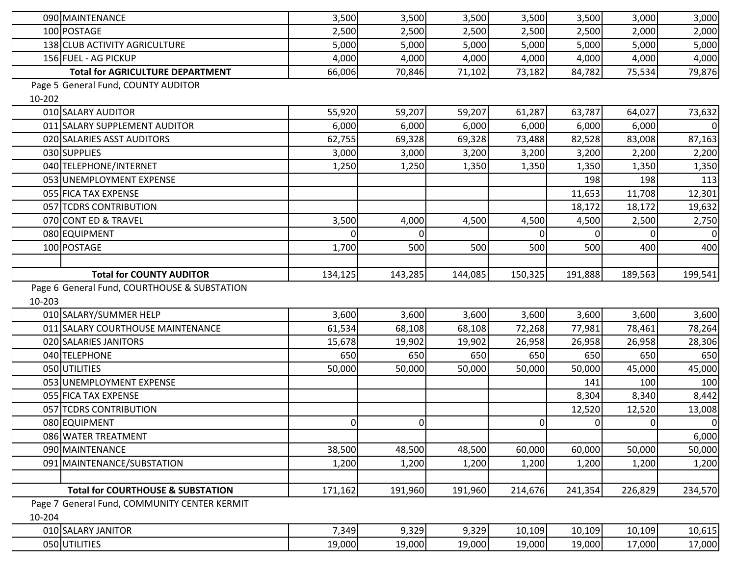| | | | | | | | | |
|---|---|---|---|---|---|---|---|---|
| 090 | MAINTENANCE | 3,500 | 3,500 | 3,500 | 3,500 | 3,500 | 3,000 | 3,000 |
| 100 | POSTAGE | 2,500 | 2,500 | 2,500 | 2,500 | 2,500 | 2,000 | 2,000 |
| 138 | CLUB ACTIVITY AGRICULTURE | 5,000 | 5,000 | 5,000 | 5,000 | 5,000 | 5,000 | 5,000 |
| 156 | FUEL - AG PICKUP | 4,000 | 4,000 | 4,000 | 4,000 | 4,000 | 4,000 | 4,000 |
| | **Total for AGRICULTURE DEPARTMENT** | 66,006 | 70,846 | 71,102 | 73,182 | 84,782 | 75,534 | 79,876 |

Page 5 General Fund, COUNTY AUDITOR

10-202

| | | | | | | | | |
|---|---|---|---|---|---|---|---|---|
| 010 | SALARY AUDITOR | 55,920 | 59,207 | 59,207 | 61,287 | 63,787 | 64,027 | 73,632 |
| 011 | SALARY SUPPLEMENT AUDITOR | 6,000 | 6,000 | 6,000 | 6,000 | 6,000 | 6,000 | 0 |
| 020 | SALARIES ASST AUDITORS | 62,755 | 69,328 | 69,328 | 73,488 | 82,528 | 83,008 | 87,163 |
| 030 | SUPPLIES | 3,000 | 3,000 | 3,200 | 3,200 | 3,200 | 2,200 | 2,200 |
| 040 | TELEPHONE/INTERNET | 1,250 | 1,250 | 1,350 | 1,350 | 1,350 | 1,350 | 1,350 |
| 053 | UNEMPLOYMENT EXPENSE | | | | | 198 | 198 | 113 |
| 055 | FICA TAX EXPENSE | | | | | 11,653 | 11,708 | 12,301 |
| 057 | TCDRS CONTRIBUTION | | | | | 18,172 | 18,172 | 19,632 |
| 070 | CONT ED & TRAVEL | 3,500 | 4,000 | 4,500 | 4,500 | 4,500 | 2,500 | 2,750 |
| 080 | EQUIPMENT | 0 | 0 | | 0 | 0 | 0 | 0 |
| 100 | POSTAGE | 1,700 | 500 | 500 | 500 | 500 | 400 | 400 |
| | | | | | | | | |
| | **Total for COUNTY AUDITOR** | 134,125 | 143,285 | 144,085 | 150,325 | 191,888 | 189,563 | 199,541 |

Page 6 General Fund, COURTHOUSE & SUBSTATION

10-203

| | | | | | | | | |
|---|---|---|---|---|---|---|---|---|
| 010 | SALARY/SUMMER HELP | 3,600 | 3,600 | 3,600 | 3,600 | 3,600 | 3,600 | 3,600 |
| 011 | SALARY COURTHOUSE MAINTENANCE | 61,534 | 68,108 | 68,108 | 72,268 | 77,981 | 78,461 | 78,264 |
| 020 | SALARIES JANITORS | 15,678 | 19,902 | 19,902 | 26,958 | 26,958 | 26,958 | 28,306 |
| 040 | TELEPHONE | 650 | 650 | 650 | 650 | 650 | 650 | 650 |
| 050 | UTILITIES | 50,000 | 50,000 | 50,000 | 50,000 | 50,000 | 45,000 | 45,000 |
| 053 | UNEMPLOYMENT EXPENSE | | | | | 141 | 100 | 100 |
| 055 | FICA TAX EXPENSE | | | | | 8,304 | 8,340 | 8,442 |
| 057 | TCDRS CONTRIBUTION | | | | | 12,520 | 12,520 | 13,008 |
| 080 | EQUIPMENT | 0 | 0 | | 0 | 0 | 0 | 0 |
| 086 | WATER TREATMENT | | | | | | | 6,000 |
| 090 | MAINTENANCE | 38,500 | 48,500 | 48,500 | 60,000 | 60,000 | 50,000 | 50,000 |
| 091 | MAINTENANCE/SUBSTATION | 1,200 | 1,200 | 1,200 | 1,200 | 1,200 | 1,200 | 1,200 |
| | | | | | | | | |
| | **Total for COURTHOUSE & SUBSTATION** | 171,162 | 191,960 | 191,960 | 214,676 | 241,354 | 226,829 | 234,570 |

Page 7 General Fund, COMMUNITY CENTER KERMIT

10-204

| | | | | | | | | |
|---|---|---|---|---|---|---|---|---|
| 010 | SALARY JANITOR | 7,349 | 9,329 | 9,329 | 10,109 | 10,109 | 10,109 | 10,615 |
| 050 | UTILITIES | 19,000 | 19,000 | 19,000 | 19,000 | 19,000 | 17,000 | 17,000 |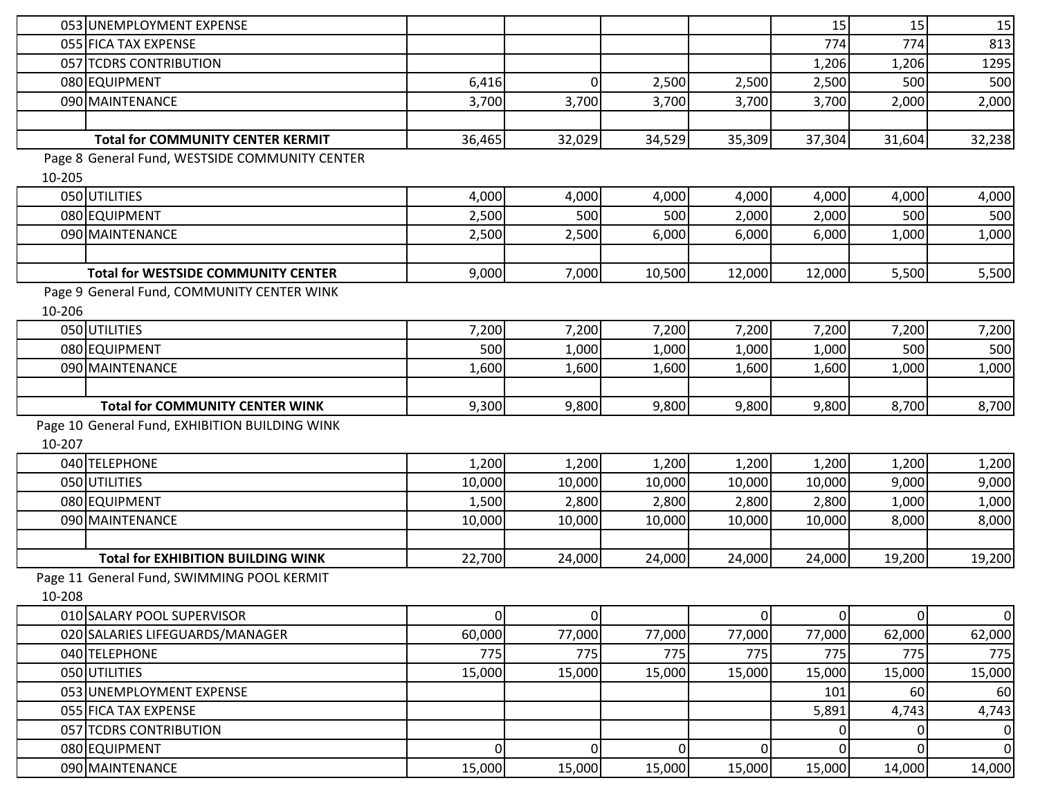| | | | | | | | | |
|---|---|---|---|---|---|---|---|---|
| 053 | UNEMPLOYMENT EXPENSE | | | | | 15 | 15 | 15 |
| 055 | FICA TAX EXPENSE | | | | | 774 | 774 | 813 |
| 057 | TCDRS CONTRIBUTION | | | | | 1,206 | 1,206 | 1295 |
| 080 | EQUIPMENT | 6,416 | 0 | 2,500 | 2,500 | 2,500 | 500 | 500 |
| 090 | MAINTENANCE | 3,700 | 3,700 | 3,700 | 3,700 | 3,700 | 2,000 | 2,000 |
| | | | | | | | | |
| | **Total for COMMUNITY CENTER KERMIT** | 36,465 | 32,029 | 34,529 | 35,309 | 37,304 | 31,604 | 32,238 |

Page 8 General Fund, WESTSIDE COMMUNITY CENTER

10-205

| | | | | | | | | |
|---|---|---|---|---|---|---|---|---|
| 050 | UTILITIES | 4,000 | 4,000 | 4,000 | 4,000 | 4,000 | 4,000 | 4,000 |
| 080 | EQUIPMENT | 2,500 | 500 | 500 | 2,000 | 2,000 | 500 | 500 |
| 090 | MAINTENANCE | 2,500 | 2,500 | 6,000 | 6,000 | 6,000 | 1,000 | 1,000 |
| | | | | | | | | |
| | **Total for WESTSIDE COMMUNITY CENTER** | 9,000 | 7,000 | 10,500 | 12,000 | 12,000 | 5,500 | 5,500 |

Page 9 General Fund, COMMUNITY CENTER WINK

10-206

| | | | | | | | | |
|---|---|---|---|---|---|---|---|---|
| 050 | UTILITIES | 7,200 | 7,200 | 7,200 | 7,200 | 7,200 | 7,200 | 7,200 |
| 080 | EQUIPMENT | 500 | 1,000 | 1,000 | 1,000 | 1,000 | 500 | 500 |
| 090 | MAINTENANCE | 1,600 | 1,600 | 1,600 | 1,600 | 1,600 | 1,000 | 1,000 |
| | | | | | | | | |
| | **Total for COMMUNITY CENTER WINK** | 9,300 | 9,800 | 9,800 | 9,800 | 9,800 | 8,700 | 8,700 |

Page 10 General Fund, EXHIBITION BUILDING WINK

10-207

| | | | | | | | | |
|---|---|---|---|---|---|---|---|---|
| 040 | TELEPHONE | 1,200 | 1,200 | 1,200 | 1,200 | 1,200 | 1,200 | 1,200 |
| 050 | UTILITIES | 10,000 | 10,000 | 10,000 | 10,000 | 10,000 | 9,000 | 9,000 |
| 080 | EQUIPMENT | 1,500 | 2,800 | 2,800 | 2,800 | 2,800 | 1,000 | 1,000 |
| 090 | MAINTENANCE | 10,000 | 10,000 | 10,000 | 10,000 | 10,000 | 8,000 | 8,000 |
| | | | | | | | | |
| | **Total for EXHIBITION BUILDING WINK** | 22,700 | 24,000 | 24,000 | 24,000 | 24,000 | 19,200 | 19,200 |

Page 11 General Fund, SWIMMING POOL KERMIT

10-208

| | | | | | | | | |
|---|---|---|---|---|---|---|---|---|
| 010 | SALARY POOL SUPERVISOR | 0 | 0 | | 0 | 0 | 0 | 0 |
| 020 | SALARIES LIFEGUARDS/MANAGER | 60,000 | 77,000 | 77,000 | 77,000 | 77,000 | 62,000 | 62,000 |
| 040 | TELEPHONE | 775 | 775 | 775 | 775 | 775 | 775 | 775 |
| 050 | UTILITIES | 15,000 | 15,000 | 15,000 | 15,000 | 15,000 | 15,000 | 15,000 |
| 053 | UNEMPLOYMENT EXPENSE | | | | | 101 | 60 | 60 |
| 055 | FICA TAX EXPENSE | | | | | 5,891 | 4,743 | 4,743 |
| 057 | TCDRS CONTRIBUTION | | | | | 0 | 0 | 0 |
| 080 | EQUIPMENT | 0 | 0 | 0 | 0 | 0 | 0 | 0 |
| 090 | MAINTENANCE | 15,000 | 15,000 | 15,000 | 15,000 | 15,000 | 14,000 | 14,000 |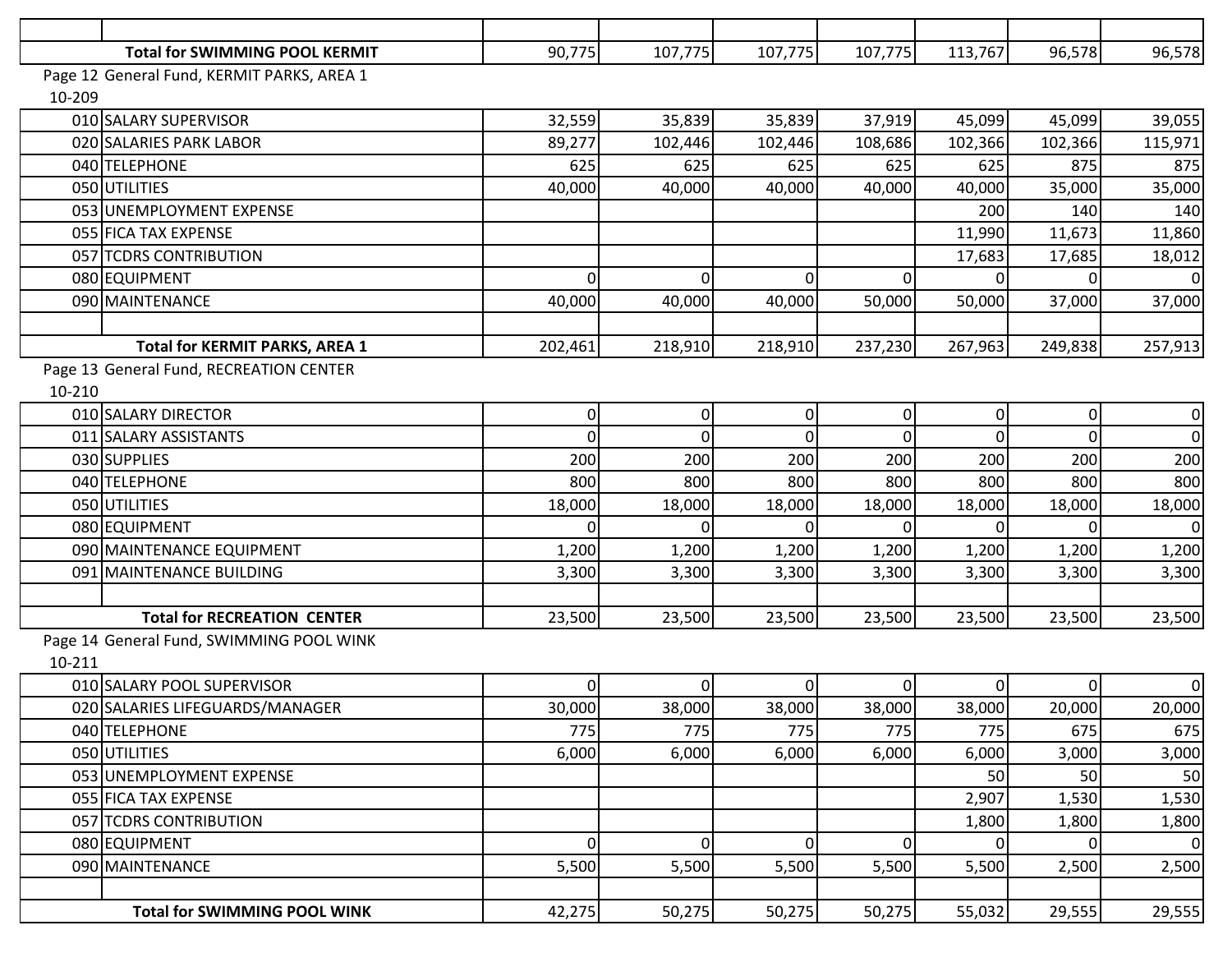| | | | | | | | | |
|---|---|---|---|---|---|---|---|---|
| | **Total for SWIMMING POOL KERMIT** | 90,775 | 107,775 | 107,775 | 107,775 | 113,767 | 96,578 | 96,578 |

Page 12 General Fund, KERMIT PARKS, AREA 1
10-209

| | | | | | | | | |
|---|---|---|---|---|---|---|---|---|
| 010 | SALARY SUPERVISOR | 32,559 | 35,839 | 35,839 | 37,919 | 45,099 | 45,099 | 39,055 |
| 020 | SALARIES PARK LABOR | 89,277 | 102,446 | 102,446 | 108,686 | 102,366 | 102,366 | 115,971 |
| 040 | TELEPHONE | 625 | 625 | 625 | 625 | 625 | 875 | 875 |
| 050 | UTILITIES | 40,000 | 40,000 | 40,000 | 40,000 | 40,000 | 35,000 | 35,000 |
| 053 | UNEMPLOYMENT EXPENSE | | | | | 200 | 140 | 140 |
| 055 | FICA TAX EXPENSE | | | | | 11,990 | 11,673 | 11,860 |
| 057 | TCDRS CONTRIBUTION | | | | | 17,683 | 17,685 | 18,012 |
| 080 | EQUIPMENT | 0 | 0 | 0 | 0 | 0 | 0 | 0 |
| 090 | MAINTENANCE | 40,000 | 40,000 | 40,000 | 50,000 | 50,000 | 37,000 | 37,000 |
| | | | | | | | | |
| | **Total for KERMIT PARKS, AREA 1** | 202,461 | 218,910 | 218,910 | 237,230 | 267,963 | 249,838 | 257,913 |

Page 13 General Fund, RECREATION CENTER
10-210

| | | | | | | | | |
|---|---|---|---|---|---|---|---|---|
| 010 | SALARY DIRECTOR | 0 | 0 | 0 | 0 | 0 | 0 | 0 |
| 011 | SALARY ASSISTANTS | 0 | 0 | 0 | 0 | 0 | 0 | 0 |
| 030 | SUPPLIES | 200 | 200 | 200 | 200 | 200 | 200 | 200 |
| 040 | TELEPHONE | 800 | 800 | 800 | 800 | 800 | 800 | 800 |
| 050 | UTILITIES | 18,000 | 18,000 | 18,000 | 18,000 | 18,000 | 18,000 | 18,000 |
| 080 | EQUIPMENT | 0 | 0 | 0 | 0 | 0 | 0 | 0 |
| 090 | MAINTENANCE EQUIPMENT | 1,200 | 1,200 | 1,200 | 1,200 | 1,200 | 1,200 | 1,200 |
| 091 | MAINTENANCE BUILDING | 3,300 | 3,300 | 3,300 | 3,300 | 3,300 | 3,300 | 3,300 |
| | | | | | | | | |
| | **Total for RECREATION CENTER** | 23,500 | 23,500 | 23,500 | 23,500 | 23,500 | 23,500 | 23,500 |

Page 14 General Fund, SWIMMING POOL WINK
10-211

| | | | | | | | | |
|---|---|---|---|---|---|---|---|---|
| 010 | SALARY POOL SUPERVISOR | 0 | 0 | 0 | 0 | 0 | 0 | 0 |
| 020 | SALARIES LIFEGUARDS/MANAGER | 30,000 | 38,000 | 38,000 | 38,000 | 38,000 | 20,000 | 20,000 |
| 040 | TELEPHONE | 775 | 775 | 775 | 775 | 775 | 675 | 675 |
| 050 | UTILITIES | 6,000 | 6,000 | 6,000 | 6,000 | 6,000 | 3,000 | 3,000 |
| 053 | UNEMPLOYMENT EXPENSE | | | | | 50 | 50 | 50 |
| 055 | FICA TAX EXPENSE | | | | | 2,907 | 1,530 | 1,530 |
| 057 | TCDRS CONTRIBUTION | | | | | 1,800 | 1,800 | 1,800 |
| 080 | EQUIPMENT | 0 | 0 | 0 | 0 | 0 | 0 | 0 |
| 090 | MAINTENANCE | 5,500 | 5,500 | 5,500 | 5,500 | 5,500 | 2,500 | 2,500 |
| | | | | | | | | |
| | **Total for SWIMMING POOL WINK** | 42,275 | 50,275 | 50,275 | 50,275 | 55,032 | 29,555 | 29,555 |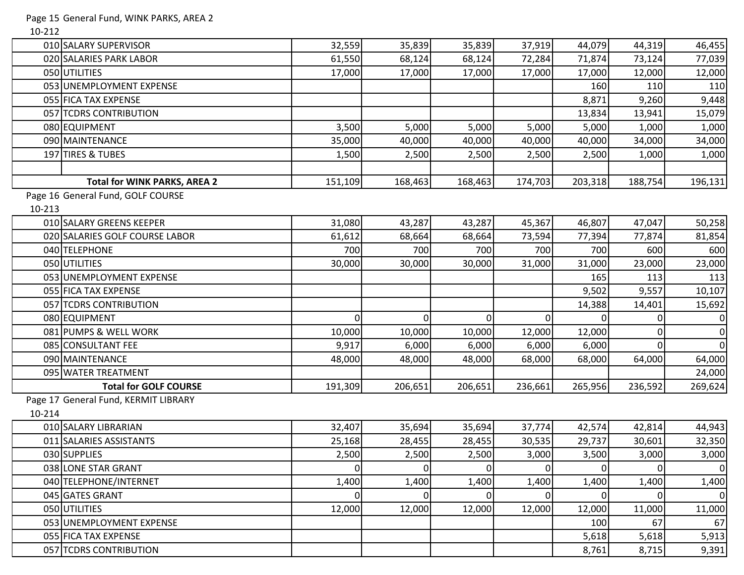Page 15 General Fund, WINK PARKS, AREA 2

10-212

| Code | Description | | | | | | | |
|---|---|---|---|---|---|---|---|---|
| 010 | SALARY SUPERVISOR | 32,559 | 35,839 | 35,839 | 37,919 | 44,079 | 44,319 | 46,455 |
| 020 | SALARIES PARK LABOR | 61,550 | 68,124 | 68,124 | 72,284 | 71,874 | 73,124 | 77,039 |
| 050 | UTILITIES | 17,000 | 17,000 | 17,000 | 17,000 | 17,000 | 12,000 | 12,000 |
| 053 | UNEMPLOYMENT EXPENSE | | | | | 160 | 110 | 110 |
| 055 | FICA TAX EXPENSE | | | | | 8,871 | 9,260 | 9,448 |
| 057 | TCDRS CONTRIBUTION | | | | | 13,834 | 13,941 | 15,079 |
| 080 | EQUIPMENT | 3,500 | 5,000 | 5,000 | 5,000 | 5,000 | 1,000 | 1,000 |
| 090 | MAINTENANCE | 35,000 | 40,000 | 40,000 | 40,000 | 40,000 | 34,000 | 34,000 |
| 197 | TIRES & TUBES | 1,500 | 2,500 | 2,500 | 2,500 | 2,500 | 1,000 | 1,000 |
| | | | | | | | | |
| | **Total for WINK PARKS, AREA 2** | 151,109 | 168,463 | 168,463 | 174,703 | 203,318 | 188,754 | 196,131 |

Page 16 General Fund, GOLF COURSE

10-213

| Code | Description | | | | | | | |
|---|---|---|---|---|---|---|---|---|
| 010 | SALARY GREENS KEEPER | 31,080 | 43,287 | 43,287 | 45,367 | 46,807 | 47,047 | 50,258 |
| 020 | SALARIES GOLF COURSE LABOR | 61,612 | 68,664 | 68,664 | 73,594 | 77,394 | 77,874 | 81,854 |
| 040 | TELEPHONE | 700 | 700 | 700 | 700 | 700 | 600 | 600 |
| 050 | UTILITIES | 30,000 | 30,000 | 30,000 | 31,000 | 31,000 | 23,000 | 23,000 |
| 053 | UNEMPLOYMENT EXPENSE | | | | | 165 | 113 | 113 |
| 055 | FICA TAX EXPENSE | | | | | 9,502 | 9,557 | 10,107 |
| 057 | TCDRS CONTRIBUTION | | | | | 14,388 | 14,401 | 15,692 |
| 080 | EQUIPMENT | 0 | 0 | 0 | 0 | 0 | 0 | 0 |
| 081 | PUMPS & WELL WORK | 10,000 | 10,000 | 10,000 | 12,000 | 12,000 | 0 | 0 |
| 085 | CONSULTANT FEE | 9,917 | 6,000 | 6,000 | 6,000 | 6,000 | 0 | 0 |
| 090 | MAINTENANCE | 48,000 | 48,000 | 48,000 | 68,000 | 68,000 | 64,000 | 64,000 |
| 095 | WATER TREATMENT | | | | | | | 24,000 |
| | **Total for GOLF COURSE** | 191,309 | 206,651 | 206,651 | 236,661 | 265,956 | 236,592 | 269,624 |

Page 17 General Fund, KERMIT LIBRARY

10-214

| Code | Description | | | | | | | |
|---|---|---|---|---|---|---|---|---|
| 010 | SALARY LIBRARIAN | 32,407 | 35,694 | 35,694 | 37,774 | 42,574 | 42,814 | 44,943 |
| 011 | SALARIES ASSISTANTS | 25,168 | 28,455 | 28,455 | 30,535 | 29,737 | 30,601 | 32,350 |
| 030 | SUPPLIES | 2,500 | 2,500 | 2,500 | 3,000 | 3,500 | 3,000 | 3,000 |
| 038 | LONE STAR GRANT | 0 | 0 | 0 | 0 | 0 | 0 | 0 |
| 040 | TELEPHONE/INTERNET | 1,400 | 1,400 | 1,400 | 1,400 | 1,400 | 1,400 | 1,400 |
| 045 | GATES GRANT | 0 | 0 | 0 | 0 | 0 | 0 | 0 |
| 050 | UTILITIES | 12,000 | 12,000 | 12,000 | 12,000 | 12,000 | 11,000 | 11,000 |
| 053 | UNEMPLOYMENT EXPENSE | | | | | 100 | 67 | 67 |
| 055 | FICA TAX EXPENSE | | | | | 5,618 | 5,618 | 5,913 |
| 057 | TCDRS CONTRIBUTION | | | | | 8,761 | 8,715 | 9,391 |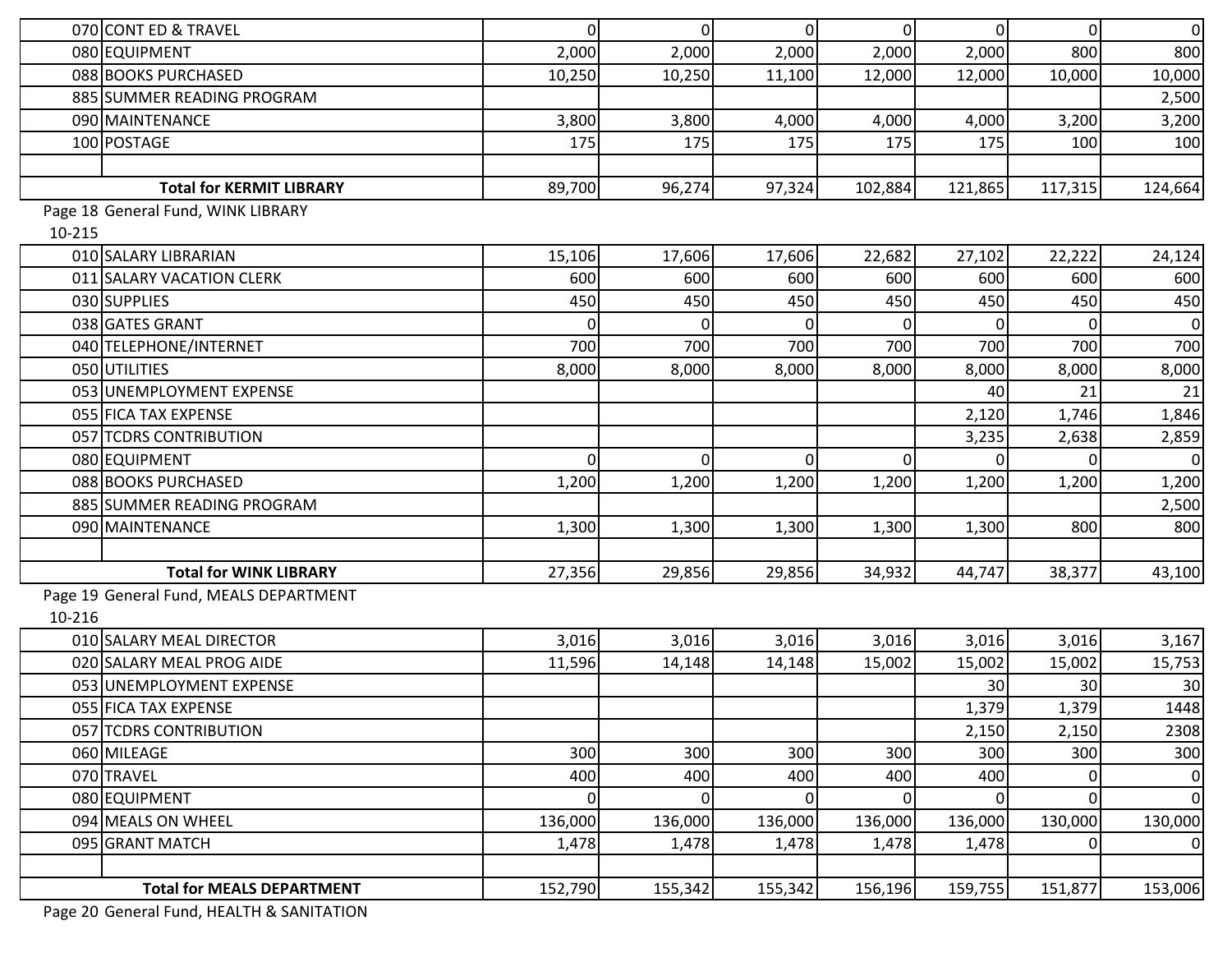| | | | | | | | | |
|---|---|---|---|---|---|---|---|---|
| 070 | CONT ED & TRAVEL | 0 | 0 | 0 | 0 | 0 | 0 | 0 |
| 080 | EQUIPMENT | 2,000 | 2,000 | 2,000 | 2,000 | 2,000 | 800 | 800 |
| 088 | BOOKS PURCHASED | 10,250 | 10,250 | 11,100 | 12,000 | 12,000 | 10,000 | 10,000 |
| 885 | SUMMER READING PROGRAM | | | | | | | 2,500 |
| 090 | MAINTENANCE | 3,800 | 3,800 | 4,000 | 4,000 | 4,000 | 3,200 | 3,200 |
| 100 | POSTAGE | 175 | 175 | 175 | 175 | 175 | 100 | 100 |
| | | | | | | | | |
| | **Total for KERMIT LIBRARY** | 89,700 | 96,274 | 97,324 | 102,884 | 121,865 | 117,315 | 124,664 |

Page 18 General Fund, WINK LIBRARY

10-215

| | | | | | | | | |
|---|---|---|---|---|---|---|---|---|
| 010 | SALARY LIBRARIAN | 15,106 | 17,606 | 17,606 | 22,682 | 27,102 | 22,222 | 24,124 |
| 011 | SALARY VACATION CLERK | 600 | 600 | 600 | 600 | 600 | 600 | 600 |
| 030 | SUPPLIES | 450 | 450 | 450 | 450 | 450 | 450 | 450 |
| 038 | GATES GRANT | 0 | 0 | 0 | 0 | 0 | 0 | 0 |
| 040 | TELEPHONE/INTERNET | 700 | 700 | 700 | 700 | 700 | 700 | 700 |
| 050 | UTILITIES | 8,000 | 8,000 | 8,000 | 8,000 | 8,000 | 8,000 | 8,000 |
| 053 | UNEMPLOYMENT EXPENSE | | | | | 40 | 21 | 21 |
| 055 | FICA TAX EXPENSE | | | | | 2,120 | 1,746 | 1,846 |
| 057 | TCDRS CONTRIBUTION | | | | | 3,235 | 2,638 | 2,859 |
| 080 | EQUIPMENT | 0 | 0 | 0 | 0 | 0 | 0 | 0 |
| 088 | BOOKS PURCHASED | 1,200 | 1,200 | 1,200 | 1,200 | 1,200 | 1,200 | 1,200 |
| 885 | SUMMER READING PROGRAM | | | | | | | 2,500 |
| 090 | MAINTENANCE | 1,300 | 1,300 | 1,300 | 1,300 | 1,300 | 800 | 800 |
| | | | | | | | | |
| | **Total for WINK LIBRARY** | 27,356 | 29,856 | 29,856 | 34,932 | 44,747 | 38,377 | 43,100 |

Page 19 General Fund, MEALS DEPARTMENT

10-216

| | | | | | | | | |
|---|---|---|---|---|---|---|---|---|
| 010 | SALARY MEAL DIRECTOR | 3,016 | 3,016 | 3,016 | 3,016 | 3,016 | 3,016 | 3,167 |
| 020 | SALARY MEAL PROG AIDE | 11,596 | 14,148 | 14,148 | 15,002 | 15,002 | 15,002 | 15,753 |
| 053 | UNEMPLOYMENT EXPENSE | | | | | 30 | 30 | 30 |
| 055 | FICA TAX EXPENSE | | | | | 1,379 | 1,379 | 1448 |
| 057 | TCDRS CONTRIBUTION | | | | | 2,150 | 2,150 | 2308 |
| 060 | MILEAGE | 300 | 300 | 300 | 300 | 300 | 300 | 300 |
| 070 | TRAVEL | 400 | 400 | 400 | 400 | 400 | 0 | 0 |
| 080 | EQUIPMENT | 0 | 0 | 0 | 0 | 0 | 0 | 0 |
| 094 | MEALS ON WHEEL | 136,000 | 136,000 | 136,000 | 136,000 | 136,000 | 130,000 | 130,000 |
| 095 | GRANT MATCH | 1,478 | 1,478 | 1,478 | 1,478 | 1,478 | 0 | 0 |
| | | | | | | | | |
| | **Total for MEALS DEPARTMENT** | 152,790 | 155,342 | 155,342 | 156,196 | 159,755 | 151,877 | 153,006 |

Page 20 General Fund, HEALTH & SANITATION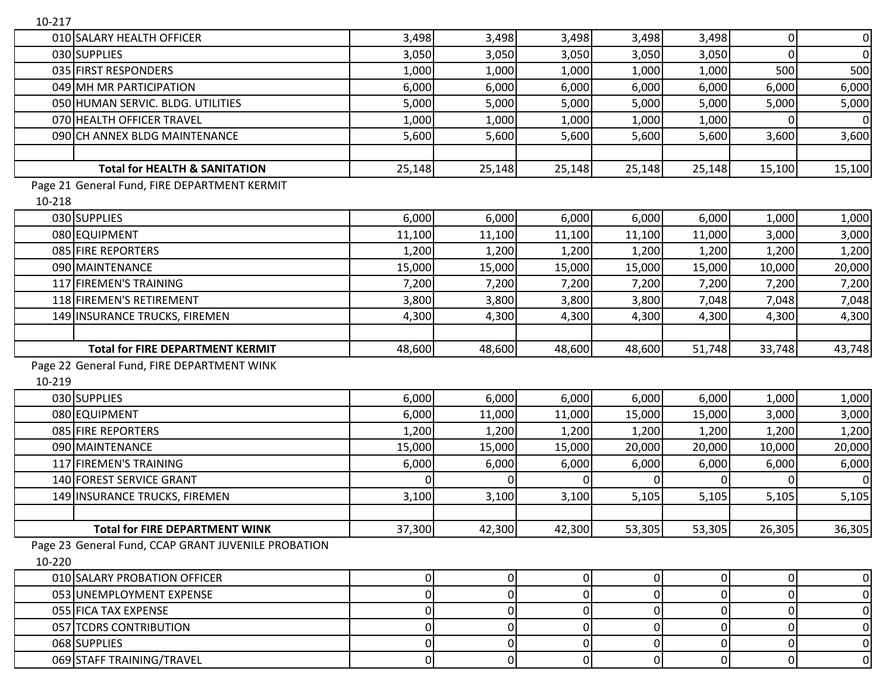10-217

| | | | | | | | | |
|---|---|---|---|---|---|---|---|---|
| 010 | SALARY HEALTH OFFICER | 3,498 | 3,498 | 3,498 | 3,498 | 3,498 | 0 | 0 |
| 030 | SUPPLIES | 3,050 | 3,050 | 3,050 | 3,050 | 3,050 | 0 | 0 |
| 035 | FIRST RESPONDERS | 1,000 | 1,000 | 1,000 | 1,000 | 1,000 | 500 | 500 |
| 049 | MH MR PARTICIPATION | 6,000 | 6,000 | 6,000 | 6,000 | 6,000 | 6,000 | 6,000 |
| 050 | HUMAN SERVIC. BLDG. UTILITIES | 5,000 | 5,000 | 5,000 | 5,000 | 5,000 | 5,000 | 5,000 |
| 070 | HEALTH OFFICER TRAVEL | 1,000 | 1,000 | 1,000 | 1,000 | 1,000 | 0 | 0 |
| 090 | CH ANNEX BLDG MAINTENANCE | 5,600 | 5,600 | 5,600 | 5,600 | 5,600 | 3,600 | 3,600 |
| | | | | | | | | |
| | **Total for HEALTH & SANITATION** | 25,148 | 25,148 | 25,148 | 25,148 | 25,148 | 15,100 | 15,100 |

Page 21 General Fund, FIRE DEPARTMENT KERMIT

10-218

| | | | | | | | | |
|---|---|---|---|---|---|---|---|---|
| 030 | SUPPLIES | 6,000 | 6,000 | 6,000 | 6,000 | 6,000 | 1,000 | 1,000 |
| 080 | EQUIPMENT | 11,100 | 11,100 | 11,100 | 11,100 | 11,000 | 3,000 | 3,000 |
| 085 | FIRE REPORTERS | 1,200 | 1,200 | 1,200 | 1,200 | 1,200 | 1,200 | 1,200 |
| 090 | MAINTENANCE | 15,000 | 15,000 | 15,000 | 15,000 | 15,000 | 10,000 | 20,000 |
| 117 | FIREMEN'S TRAINING | 7,200 | 7,200 | 7,200 | 7,200 | 7,200 | 7,200 | 7,200 |
| 118 | FIREMEN'S RETIREMENT | 3,800 | 3,800 | 3,800 | 3,800 | 7,048 | 7,048 | 7,048 |
| 149 | INSURANCE TRUCKS, FIREMEN | 4,300 | 4,300 | 4,300 | 4,300 | 4,300 | 4,300 | 4,300 |
| | | | | | | | | |
| | **Total for FIRE DEPARTMENT KERMIT** | 48,600 | 48,600 | 48,600 | 48,600 | 51,748 | 33,748 | 43,748 |

Page 22 General Fund, FIRE DEPARTMENT WINK

10-219

| | | | | | | | | |
|---|---|---|---|---|---|---|---|---|
| 030 | SUPPLIES | 6,000 | 6,000 | 6,000 | 6,000 | 6,000 | 1,000 | 1,000 |
| 080 | EQUIPMENT | 6,000 | 11,000 | 11,000 | 15,000 | 15,000 | 3,000 | 3,000 |
| 085 | FIRE REPORTERS | 1,200 | 1,200 | 1,200 | 1,200 | 1,200 | 1,200 | 1,200 |
| 090 | MAINTENANCE | 15,000 | 15,000 | 15,000 | 20,000 | 20,000 | 10,000 | 20,000 |
| 117 | FIREMEN'S TRAINING | 6,000 | 6,000 | 6,000 | 6,000 | 6,000 | 6,000 | 6,000 |
| 140 | FOREST SERVICE GRANT | 0 | 0 | 0 | 0 | 0 | 0 | 0 |
| 149 | INSURANCE TRUCKS, FIREMEN | 3,100 | 3,100 | 3,100 | 5,105 | 5,105 | 5,105 | 5,105 |
| | | | | | | | | |
| | **Total for FIRE DEPARTMENT WINK** | 37,300 | 42,300 | 42,300 | 53,305 | 53,305 | 26,305 | 36,305 |

Page 23 General Fund, CCAP GRANT JUVENILE PROBATION

10-220

| | | | | | | | | |
|---|---|---|---|---|---|---|---|---|
| 010 | SALARY PROBATION OFFICER | 0 | 0 | 0 | 0 | 0 | 0 | 0 |
| 053 | UNEMPLOYMENT EXPENSE | 0 | 0 | 0 | 0 | 0 | 0 | 0 |
| 055 | FICA TAX EXPENSE | 0 | 0 | 0 | 0 | 0 | 0 | 0 |
| 057 | TCDRS CONTRIBUTION | 0 | 0 | 0 | 0 | 0 | 0 | 0 |
| 068 | SUPPLIES | 0 | 0 | 0 | 0 | 0 | 0 | 0 |
| 069 | STAFF TRAINING/TRAVEL | 0 | 0 | 0 | 0 | 0 | 0 | 0 |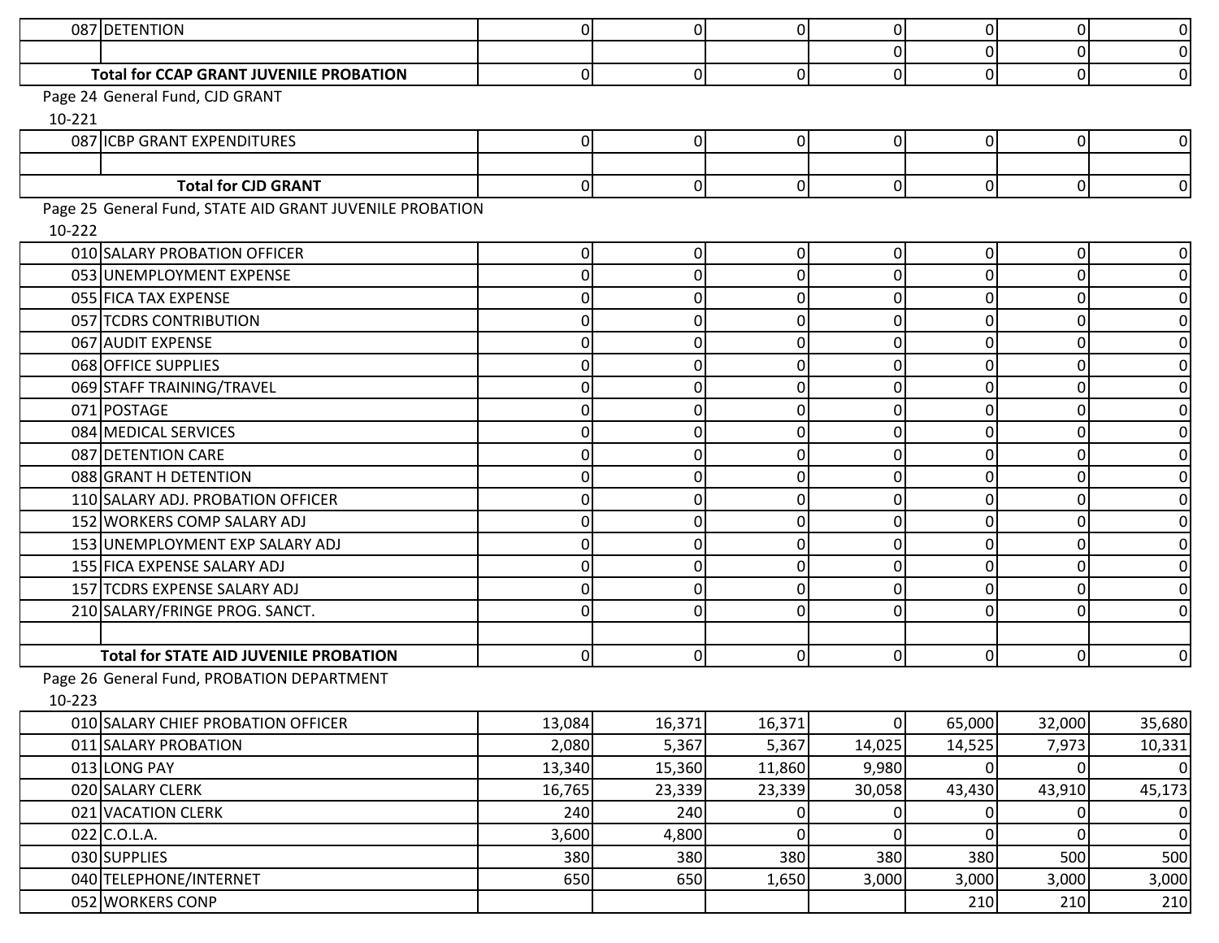| | | | | | | | | |
|---|---|---|---|---|---|---|---|---|
| 087 | DETENTION | 0 | 0 | 0 | 0 | 0 | 0 | 0 |
| | | | | | 0 | 0 | 0 | 0 |
| | **Total for CCAP GRANT JUVENILE PROBATION** | 0 | 0 | 0 | 0 | 0 | 0 | 0 |

Page 24 General Fund, CJD GRANT

10-221

| | | | | | | | | |
|---|---|---|---|---|---|---|---|---|
| 087 | ICBP GRANT EXPENDITURES | 0 | 0 | 0 | 0 | 0 | 0 | 0 |
| | | | | | | | | |
| | **Total for CJD GRANT** | 0 | 0 | 0 | 0 | 0 | 0 | 0 |

Page 25 General Fund, STATE AID GRANT JUVENILE PROBATION

10-222

| | | | | | | | | |
|---|---|---|---|---|---|---|---|---|
| 010 | SALARY PROBATION OFFICER | 0 | 0 | 0 | 0 | 0 | 0 | 0 |
| 053 | UNEMPLOYMENT EXPENSE | 0 | 0 | 0 | 0 | 0 | 0 | 0 |
| 055 | FICA TAX EXPENSE | 0 | 0 | 0 | 0 | 0 | 0 | 0 |
| 057 | TCDRS CONTRIBUTION | 0 | 0 | 0 | 0 | 0 | 0 | 0 |
| 067 | AUDIT EXPENSE | 0 | 0 | 0 | 0 | 0 | 0 | 0 |
| 068 | OFFICE SUPPLIES | 0 | 0 | 0 | 0 | 0 | 0 | 0 |
| 069 | STAFF TRAINING/TRAVEL | 0 | 0 | 0 | 0 | 0 | 0 | 0 |
| 071 | POSTAGE | 0 | 0 | 0 | 0 | 0 | 0 | 0 |
| 084 | MEDICAL SERVICES | 0 | 0 | 0 | 0 | 0 | 0 | 0 |
| 087 | DETENTION CARE | 0 | 0 | 0 | 0 | 0 | 0 | 0 |
| 088 | GRANT H DETENTION | 0 | 0 | 0 | 0 | 0 | 0 | 0 |
| 110 | SALARY ADJ. PROBATION OFFICER | 0 | 0 | 0 | 0 | 0 | 0 | 0 |
| 152 | WORKERS COMP SALARY ADJ | 0 | 0 | 0 | 0 | 0 | 0 | 0 |
| 153 | UNEMPLOYMENT EXP SALARY ADJ | 0 | 0 | 0 | 0 | 0 | 0 | 0 |
| 155 | FICA EXPENSE SALARY ADJ | 0 | 0 | 0 | 0 | 0 | 0 | 0 |
| 157 | TCDRS EXPENSE SALARY ADJ | 0 | 0 | 0 | 0 | 0 | 0 | 0 |
| 210 | SALARY/FRINGE PROG. SANCT. | 0 | 0 | 0 | 0 | 0 | 0 | 0 |
| | | | | | | | | |
| | **Total for STATE AID JUVENILE PROBATION** | 0 | 0 | 0 | 0 | 0 | 0 | 0 |

Page 26 General Fund, PROBATION DEPARTMENT

10-223

| | | | | | | | | |
|---|---|---|---|---|---|---|---|---|
| 010 | SALARY CHIEF PROBATION OFFICER | 13,084 | 16,371 | 16,371 | 0 | 65,000 | 32,000 | 35,680 |
| 011 | SALARY PROBATION | 2,080 | 5,367 | 5,367 | 14,025 | 14,525 | 7,973 | 10,331 |
| 013 | LONG PAY | 13,340 | 15,360 | 11,860 | 9,980 | 0 | 0 | 0 |
| 020 | SALARY CLERK | 16,765 | 23,339 | 23,339 | 30,058 | 43,430 | 43,910 | 45,173 |
| 021 | VACATION CLERK | 240 | 240 | 0 | 0 | 0 | 0 | 0 |
| 022 | C.O.L.A. | 3,600 | 4,800 | 0 | 0 | 0 | 0 | 0 |
| 030 | SUPPLIES | 380 | 380 | 380 | 380 | 380 | 500 | 500 |
| 040 | TELEPHONE/INTERNET | 650 | 650 | 1,650 | 3,000 | 3,000 | 3,000 | 3,000 |
| 052 | WORKERS CONP | | | | | 210 | 210 | 210 |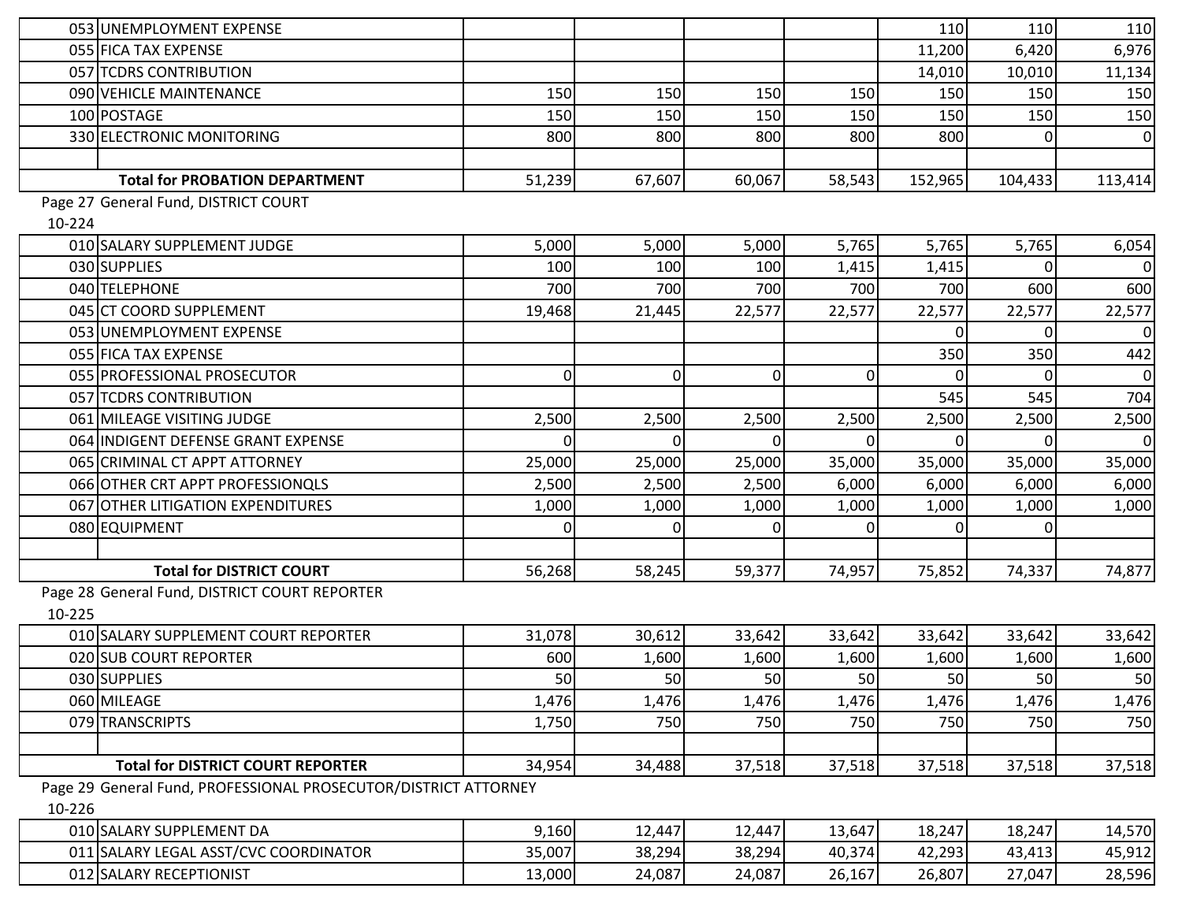| | | | | | | | | |
|---|---|---|---|---|---|---|---|---|
| 053 | UNEMPLOYMENT EXPENSE | | | | | 110 | 110 | 110 |
| 055 | FICA TAX EXPENSE | | | | | 11,200 | 6,420 | 6,976 |
| 057 | TCDRS CONTRIBUTION | | | | | 14,010 | 10,010 | 11,134 |
| 090 | VEHICLE MAINTENANCE | 150 | 150 | 150 | 150 | 150 | 150 | 150 |
| 100 | POSTAGE | 150 | 150 | 150 | 150 | 150 | 150 | 150 |
| 330 | ELECTRONIC MONITORING | 800 | 800 | 800 | 800 | 800 | 0 | 0 |
| | | | | | | | | |
| | **Total for PROBATION DEPARTMENT** | 51,239 | 67,607 | 60,067 | 58,543 | 152,965 | 104,433 | 113,414 |

Page 27 General Fund, DISTRICT COURT

10-224

| | | | | | | | | |
|---|---|---|---|---|---|---|---|---|
| 010 | SALARY SUPPLEMENT JUDGE | 5,000 | 5,000 | 5,000 | 5,765 | 5,765 | 5,765 | 6,054 |
| 030 | SUPPLIES | 100 | 100 | 100 | 1,415 | 1,415 | 0 | 0 |
| 040 | TELEPHONE | 700 | 700 | 700 | 700 | 700 | 600 | 600 |
| 045 | CT COORD SUPPLEMENT | 19,468 | 21,445 | 22,577 | 22,577 | 22,577 | 22,577 | 22,577 |
| 053 | UNEMPLOYMENT EXPENSE | | | | | 0 | 0 | 0 |
| 055 | FICA TAX EXPENSE | | | | | 350 | 350 | 442 |
| 055 | PROFESSIONAL PROSECUTOR | 0 | 0 | 0 | 0 | 0 | 0 | 0 |
| 057 | TCDRS CONTRIBUTION | | | | | 545 | 545 | 704 |
| 061 | MILEAGE VISITING JUDGE | 2,500 | 2,500 | 2,500 | 2,500 | 2,500 | 2,500 | 2,500 |
| 064 | INDIGENT DEFENSE GRANT EXPENSE | 0 | 0 | 0 | 0 | 0 | 0 | 0 |
| 065 | CRIMINAL CT APPT ATTORNEY | 25,000 | 25,000 | 25,000 | 35,000 | 35,000 | 35,000 | 35,000 |
| 066 | OTHER CRT APPT PROFESSIONQLS | 2,500 | 2,500 | 2,500 | 6,000 | 6,000 | 6,000 | 6,000 |
| 067 | OTHER LITIGATION EXPENDITURES | 1,000 | 1,000 | 1,000 | 1,000 | 1,000 | 1,000 | 1,000 |
| 080 | EQUIPMENT | 0 | 0 | 0 | 0 | 0 | 0 | |
| | | | | | | | | |
| | **Total for DISTRICT COURT** | 56,268 | 58,245 | 59,377 | 74,957 | 75,852 | 74,337 | 74,877 |

Page 28 General Fund, DISTRICT COURT REPORTER

10-225

| | | | | | | | | |
|---|---|---|---|---|---|---|---|---|
| 010 | SALARY SUPPLEMENT COURT REPORTER | 31,078 | 30,612 | 33,642 | 33,642 | 33,642 | 33,642 | 33,642 |
| 020 | SUB COURT REPORTER | 600 | 1,600 | 1,600 | 1,600 | 1,600 | 1,600 | 1,600 |
| 030 | SUPPLIES | 50 | 50 | 50 | 50 | 50 | 50 | 50 |
| 060 | MILEAGE | 1,476 | 1,476 | 1,476 | 1,476 | 1,476 | 1,476 | 1,476 |
| 079 | TRANSCRIPTS | 1,750 | 750 | 750 | 750 | 750 | 750 | 750 |
| | | | | | | | | |
| | **Total for DISTRICT COURT REPORTER** | 34,954 | 34,488 | 37,518 | 37,518 | 37,518 | 37,518 | 37,518 |

Page 29 General Fund, PROFESSIONAL PROSECUTOR/DISTRICT ATTORNEY

10-226

| | | | | | | | | |
|---|---|---|---|---|---|---|---|---|
| 010 | SALARY SUPPLEMENT DA | 9,160 | 12,447 | 12,447 | 13,647 | 18,247 | 18,247 | 14,570 |
| 011 | SALARY LEGAL ASST/CVC COORDINATOR | 35,007 | 38,294 | 38,294 | 40,374 | 42,293 | 43,413 | 45,912 |
| 012 | SALARY RECEPTIONIST | 13,000 | 24,087 | 24,087 | 26,167 | 26,807 | 27,047 | 28,596 |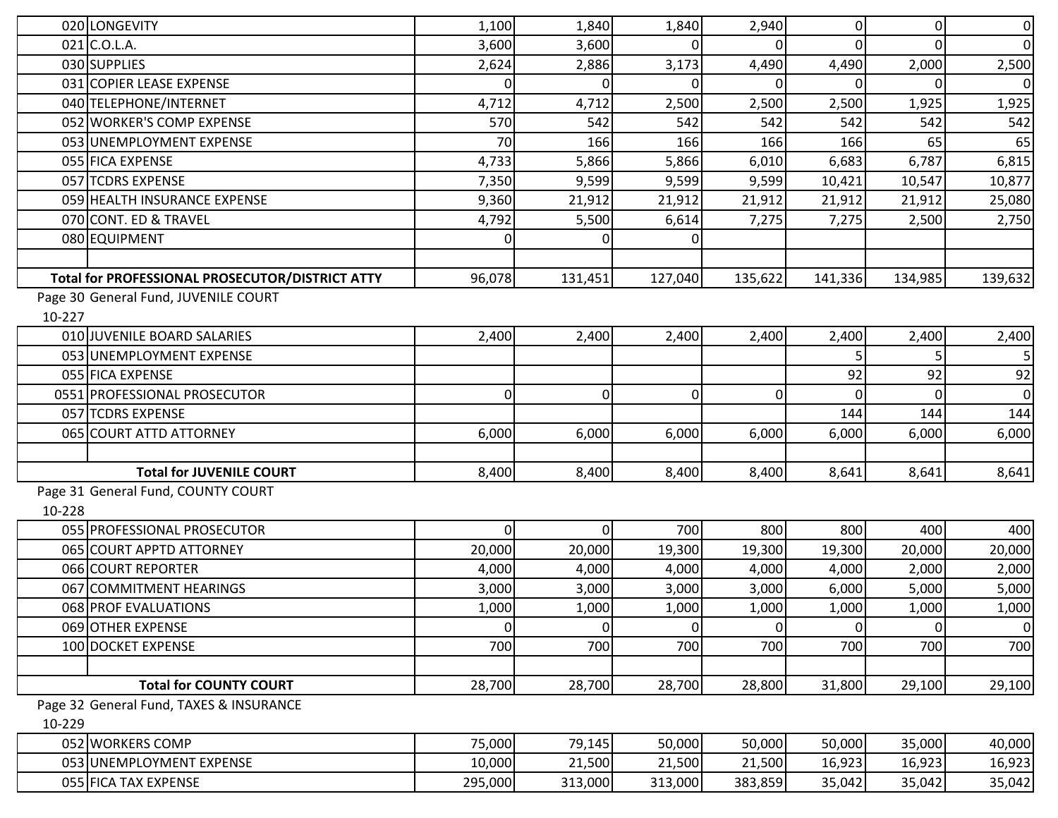| | | | | | | | | |
|---|---|---|---|---|---|---|---|---|
| 020 | LONGEVITY | 1,100 | 1,840 | 1,840 | 2,940 | 0 | 0 | 0 |
| 021 | C.O.L.A. | 3,600 | 3,600 | 0 | 0 | 0 | 0 | 0 |
| 030 | SUPPLIES | 2,624 | 2,886 | 3,173 | 4,490 | 4,490 | 2,000 | 2,500 |
| 031 | COPIER LEASE EXPENSE | 0 | 0 | 0 | 0 | 0 | 0 | 0 |
| 040 | TELEPHONE/INTERNET | 4,712 | 4,712 | 2,500 | 2,500 | 2,500 | 1,925 | 1,925 |
| 052 | WORKER'S COMP EXPENSE | 570 | 542 | 542 | 542 | 542 | 542 | 542 |
| 053 | UNEMPLOYMENT EXPENSE | 70 | 166 | 166 | 166 | 166 | 65 | 65 |
| 055 | FICA EXPENSE | 4,733 | 5,866 | 5,866 | 6,010 | 6,683 | 6,787 | 6,815 |
| 057 | TCDRS EXPENSE | 7,350 | 9,599 | 9,599 | 9,599 | 10,421 | 10,547 | 10,877 |
| 059 | HEALTH INSURANCE EXPENSE | 9,360 | 21,912 | 21,912 | 21,912 | 21,912 | 21,912 | 25,080 |
| 070 | CONT. ED & TRAVEL | 4,792 | 5,500 | 6,614 | 7,275 | 7,275 | 2,500 | 2,750 |
| 080 | EQUIPMENT | 0 | 0 | 0 | | | | |
| | | | | | | | | |
| **Total for PROFESSIONAL PROSECUTOR/DISTRICT ATTY** | | 96,078 | 131,451 | 127,040 | 135,622 | 141,336 | 134,985 | 139,632 |

Page 30 General Fund, JUVENILE COURT

10-227

| | | | | | | | | |
|---|---|---|---|---|---|---|---|---|
| 010 | JUVENILE BOARD SALARIES | 2,400 | 2,400 | 2,400 | 2,400 | 2,400 | 2,400 | 2,400 |
| 053 | UNEMPLOYMENT EXPENSE | | | | | 5 | 5 | 5 |
| 055 | FICA EXPENSE | | | | | 92 | 92 | 92 |
| 0551 | PROFESSIONAL PROSECUTOR | 0 | 0 | 0 | 0 | 0 | 0 | 0 |
| 057 | TCDRS EXPENSE | | | | | 144 | 144 | 144 |
| 065 | COURT ATTD ATTORNEY | 6,000 | 6,000 | 6,000 | 6,000 | 6,000 | 6,000 | 6,000 |
| | | | | | | | | |
| **Total for JUVENILE COURT** | | 8,400 | 8,400 | 8,400 | 8,400 | 8,641 | 8,641 | 8,641 |

Page 31 General Fund, COUNTY COURT

10-228

| | | | | | | | | |
|---|---|---|---|---|---|---|---|---|
| 055 | PROFESSIONAL PROSECUTOR | 0 | 0 | 700 | 800 | 800 | 400 | 400 |
| 065 | COURT APPTD ATTORNEY | 20,000 | 20,000 | 19,300 | 19,300 | 19,300 | 20,000 | 20,000 |
| 066 | COURT REPORTER | 4,000 | 4,000 | 4,000 | 4,000 | 4,000 | 2,000 | 2,000 |
| 067 | COMMITMENT HEARINGS | 3,000 | 3,000 | 3,000 | 3,000 | 6,000 | 5,000 | 5,000 |
| 068 | PROF EVALUATIONS | 1,000 | 1,000 | 1,000 | 1,000 | 1,000 | 1,000 | 1,000 |
| 069 | OTHER EXPENSE | 0 | 0 | 0 | 0 | 0 | 0 | 0 |
| 100 | DOCKET EXPENSE | 700 | 700 | 700 | 700 | 700 | 700 | 700 |
| | | | | | | | | |
| **Total for COUNTY COURT** | | 28,700 | 28,700 | 28,700 | 28,800 | 31,800 | 29,100 | 29,100 |

Page 32 General Fund, TAXES & INSURANCE

10-229

| | | | | | | | | |
|---|---|---|---|---|---|---|---|---|
| 052 | WORKERS COMP | 75,000 | 79,145 | 50,000 | 50,000 | 50,000 | 35,000 | 40,000 |
| 053 | UNEMPLOYMENT EXPENSE | 10,000 | 21,500 | 21,500 | 21,500 | 16,923 | 16,923 | 16,923 |
| 055 | FICA TAX EXPENSE | 295,000 | 313,000 | 313,000 | 383,859 | 35,042 | 35,042 | 35,042 |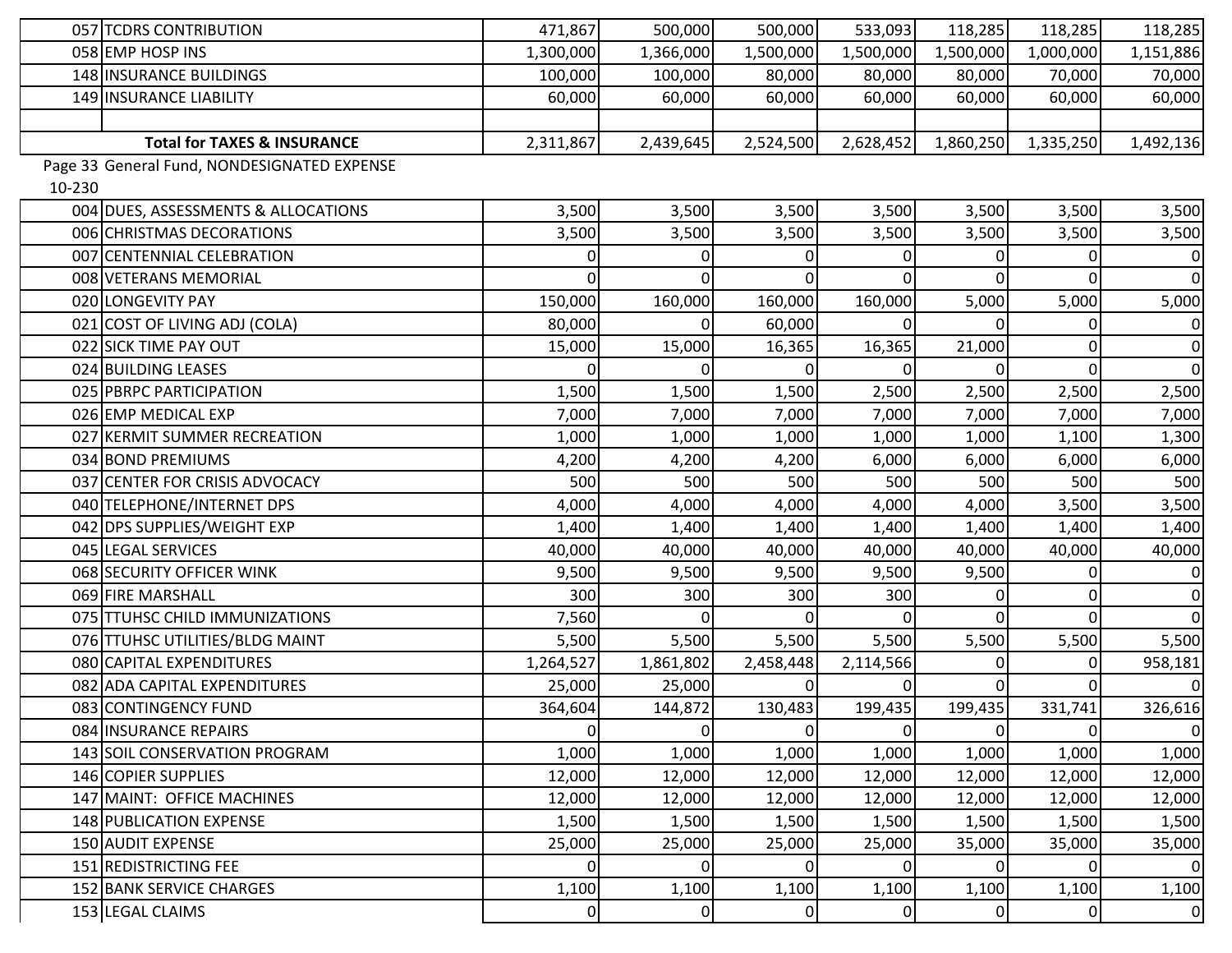| | | | | | | | | |
|---|---|---|---|---|---|---|---|---|
| 057 | TCDRS CONTRIBUTION | 471,867 | 500,000 | 500,000 | 533,093 | 118,285 | 118,285 | 118,285 |
| 058 | EMP HOSP INS | 1,300,000 | 1,366,000 | 1,500,000 | 1,500,000 | 1,500,000 | 1,000,000 | 1,151,886 |
| 148 | INSURANCE BUILDINGS | 100,000 | 100,000 | 80,000 | 80,000 | 80,000 | 70,000 | 70,000 |
| 149 | INSURANCE LIABILITY | 60,000 | 60,000 | 60,000 | 60,000 | 60,000 | 60,000 | 60,000 |
| | | | | | | | | |
| | **Total for TAXES & INSURANCE** | 2,311,867 | 2,439,645 | 2,524,500 | 2,628,452 | 1,860,250 | 1,335,250 | 1,492,136 |

Page 33 General Fund, NONDESIGNATED EXPENSE

10-230

| | | | | | | | | |
|---|---|---|---|---|---|---|---|---|
| 004 | DUES, ASSESSMENTS & ALLOCATIONS | 3,500 | 3,500 | 3,500 | 3,500 | 3,500 | 3,500 | 3,500 |
| 006 | CHRISTMAS DECORATIONS | 3,500 | 3,500 | 3,500 | 3,500 | 3,500 | 3,500 | 3,500 |
| 007 | CENTENNIAL CELEBRATION | 0 | 0 | 0 | 0 | 0 | 0 | 0 |
| 008 | VETERANS MEMORIAL | 0 | 0 | 0 | 0 | 0 | 0 | 0 |
| 020 | LONGEVITY PAY | 150,000 | 160,000 | 160,000 | 160,000 | 5,000 | 5,000 | 5,000 |
| 021 | COST OF LIVING ADJ (COLA) | 80,000 | 0 | 60,000 | 0 | 0 | 0 | 0 |
| 022 | SICK TIME PAY OUT | 15,000 | 15,000 | 16,365 | 16,365 | 21,000 | 0 | 0 |
| 024 | BUILDING LEASES | 0 | 0 | 0 | 0 | 0 | 0 | 0 |
| 025 | PBRPC PARTICIPATION | 1,500 | 1,500 | 1,500 | 2,500 | 2,500 | 2,500 | 2,500 |
| 026 | EMP MEDICAL EXP | 7,000 | 7,000 | 7,000 | 7,000 | 7,000 | 7,000 | 7,000 |
| 027 | KERMIT SUMMER RECREATION | 1,000 | 1,000 | 1,000 | 1,000 | 1,000 | 1,100 | 1,300 |
| 034 | BOND PREMIUMS | 4,200 | 4,200 | 4,200 | 6,000 | 6,000 | 6,000 | 6,000 |
| 037 | CENTER FOR CRISIS ADVOCACY | 500 | 500 | 500 | 500 | 500 | 500 | 500 |
| 040 | TELEPHONE/INTERNET DPS | 4,000 | 4,000 | 4,000 | 4,000 | 4,000 | 3,500 | 3,500 |
| 042 | DPS SUPPLIES/WEIGHT EXP | 1,400 | 1,400 | 1,400 | 1,400 | 1,400 | 1,400 | 1,400 |
| 045 | LEGAL SERVICES | 40,000 | 40,000 | 40,000 | 40,000 | 40,000 | 40,000 | 40,000 |
| 068 | SECURITY OFFICER WINK | 9,500 | 9,500 | 9,500 | 9,500 | 9,500 | 0 | 0 |
| 069 | FIRE MARSHALL | 300 | 300 | 300 | 300 | 0 | 0 | 0 |
| 075 | TTUHSC CHILD IMMUNIZATIONS | 7,560 | 0 | 0 | 0 | 0 | 0 | 0 |
| 076 | TTUHSC UTILITIES/BLDG MAINT | 5,500 | 5,500 | 5,500 | 5,500 | 5,500 | 5,500 | 5,500 |
| 080 | CAPITAL EXPENDITURES | 1,264,527 | 1,861,802 | 2,458,448 | 2,114,566 | 0 | 0 | 958,181 |
| 082 | ADA CAPITAL EXPENDITURES | 25,000 | 25,000 | 0 | 0 | 0 | 0 | 0 |
| 083 | CONTINGENCY FUND | 364,604 | 144,872 | 130,483 | 199,435 | 199,435 | 331,741 | 326,616 |
| 084 | INSURANCE REPAIRS | 0 | 0 | 0 | 0 | 0 | 0 | 0 |
| 143 | SOIL CONSERVATION PROGRAM | 1,000 | 1,000 | 1,000 | 1,000 | 1,000 | 1,000 | 1,000 |
| 146 | COPIER SUPPLIES | 12,000 | 12,000 | 12,000 | 12,000 | 12,000 | 12,000 | 12,000 |
| 147 | MAINT: OFFICE MACHINES | 12,000 | 12,000 | 12,000 | 12,000 | 12,000 | 12,000 | 12,000 |
| 148 | PUBLICATION EXPENSE | 1,500 | 1,500 | 1,500 | 1,500 | 1,500 | 1,500 | 1,500 |
| 150 | AUDIT EXPENSE | 25,000 | 25,000 | 25,000 | 25,000 | 35,000 | 35,000 | 35,000 |
| 151 | REDISTRICTING FEE | 0 | 0 | 0 | 0 | 0 | 0 | 0 |
| 152 | BANK SERVICE CHARGES | 1,100 | 1,100 | 1,100 | 1,100 | 1,100 | 1,100 | 1,100 |
| 153 | LEGAL CLAIMS | 0 | 0 | 0 | 0 | 0 | 0 | 0 |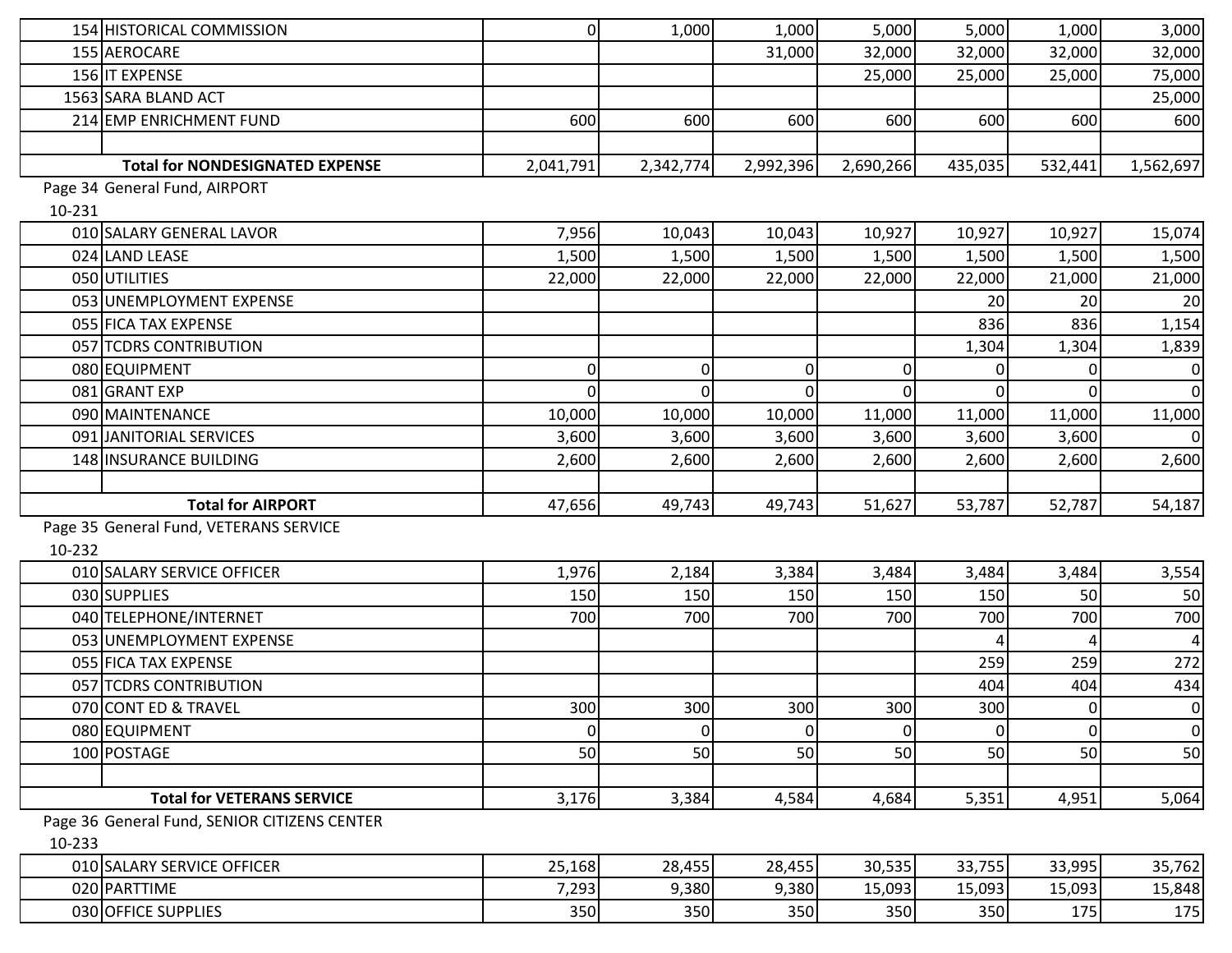| | | | | | | | | |
|---|---|---|---|---|---|---|---|---|
| 154 | HISTORICAL COMMISSION | 0 | 1,000 | 1,000 | 5,000 | 5,000 | 1,000 | 3,000 |
| 155 | AEROCARE | | | 31,000 | 32,000 | 32,000 | 32,000 | 32,000 |
| 156 | IT EXPENSE | | | | 25,000 | 25,000 | 25,000 | 75,000 |
| 1563 | SARA BLAND ACT | | | | | | | 25,000 |
| 214 | EMP ENRICHMENT FUND | 600 | 600 | 600 | 600 | 600 | 600 | 600 |
| | | | | | | | | |
| | **Total for NONDESIGNATED EXPENSE** | 2,041,791 | 2,342,774 | 2,992,396 | 2,690,266 | 435,035 | 532,441 | 1,562,697 |

Page 34 General Fund, AIRPORT

10-231

| | | | | | | | | |
|---|---|---|---|---|---|---|---|---|
| 010 | SALARY GENERAL LAVOR | 7,956 | 10,043 | 10,043 | 10,927 | 10,927 | 10,927 | 15,074 |
| 024 | LAND LEASE | 1,500 | 1,500 | 1,500 | 1,500 | 1,500 | 1,500 | 1,500 |
| 050 | UTILITIES | 22,000 | 22,000 | 22,000 | 22,000 | 22,000 | 21,000 | 21,000 |
| 053 | UNEMPLOYMENT EXPENSE | | | | | 20 | 20 | 20 |
| 055 | FICA TAX EXPENSE | | | | | 836 | 836 | 1,154 |
| 057 | TCDRS CONTRIBUTION | | | | | 1,304 | 1,304 | 1,839 |
| 080 | EQUIPMENT | 0 | 0 | 0 | 0 | 0 | 0 | 0 |
| 081 | GRANT EXP | 0 | 0 | 0 | 0 | 0 | 0 | 0 |
| 090 | MAINTENANCE | 10,000 | 10,000 | 10,000 | 11,000 | 11,000 | 11,000 | 11,000 |
| 091 | JANITORIAL SERVICES | 3,600 | 3,600 | 3,600 | 3,600 | 3,600 | 3,600 | 0 |
| 148 | INSURANCE BUILDING | 2,600 | 2,600 | 2,600 | 2,600 | 2,600 | 2,600 | 2,600 |
| | | | | | | | | |
| | **Total for AIRPORT** | 47,656 | 49,743 | 49,743 | 51,627 | 53,787 | 52,787 | 54,187 |

Page 35 General Fund, VETERANS SERVICE

10-232

| | | | | | | | | |
|---|---|---|---|---|---|---|---|---|
| 010 | SALARY SERVICE OFFICER | 1,976 | 2,184 | 3,384 | 3,484 | 3,484 | 3,484 | 3,554 |
| 030 | SUPPLIES | 150 | 150 | 150 | 150 | 150 | 50 | 50 |
| 040 | TELEPHONE/INTERNET | 700 | 700 | 700 | 700 | 700 | 700 | 700 |
| 053 | UNEMPLOYMENT EXPENSE | | | | | 4 | 4 | 4 |
| 055 | FICA TAX EXPENSE | | | | | 259 | 259 | 272 |
| 057 | TCDRS CONTRIBUTION | | | | | 404 | 404 | 434 |
| 070 | CONT ED & TRAVEL | 300 | 300 | 300 | 300 | 300 | 0 | 0 |
| 080 | EQUIPMENT | 0 | 0 | 0 | 0 | 0 | 0 | 0 |
| 100 | POSTAGE | 50 | 50 | 50 | 50 | 50 | 50 | 50 |
| | | | | | | | | |
| | **Total for VETERANS SERVICE** | 3,176 | 3,384 | 4,584 | 4,684 | 5,351 | 4,951 | 5,064 |

Page 36 General Fund, SENIOR CITIZENS CENTER

10-233

| | | | | | | | | |
|---|---|---|---|---|---|---|---|---|
| 010 | SALARY SERVICE OFFICER | 25,168 | 28,455 | 28,455 | 30,535 | 33,755 | 33,995 | 35,762 |
| 020 | PARTTIME | 7,293 | 9,380 | 9,380 | 15,093 | 15,093 | 15,093 | 15,848 |
| 030 | OFFICE SUPPLIES | 350 | 350 | 350 | 350 | 350 | 175 | 175 |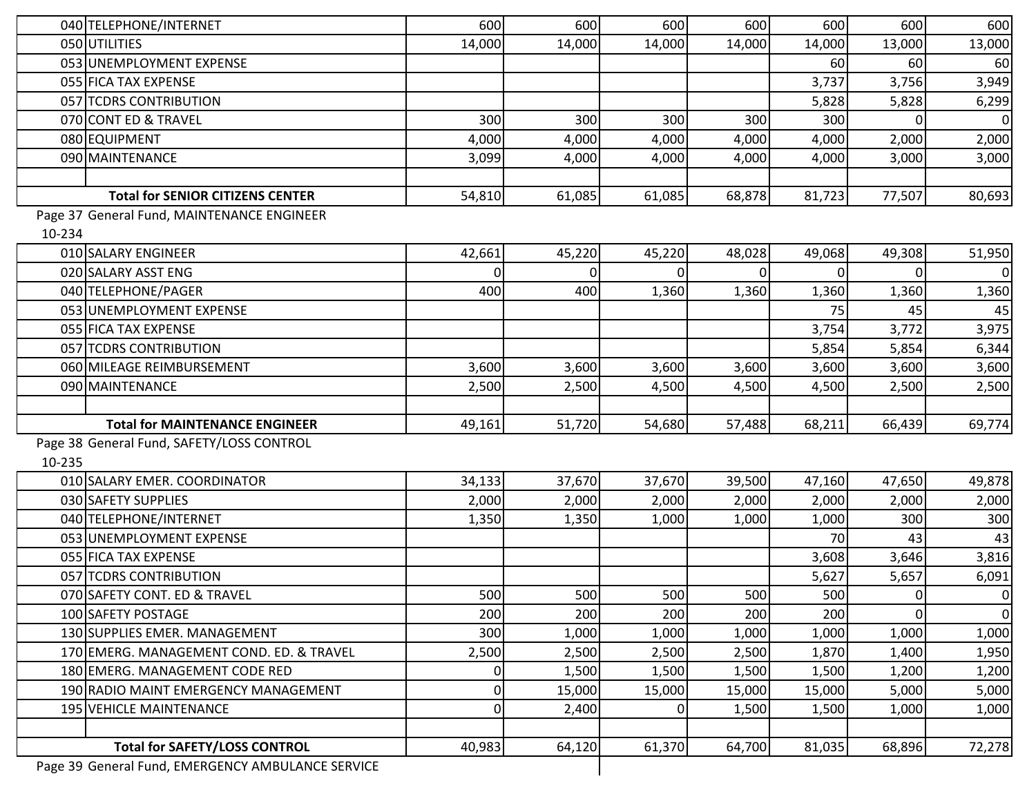| | | | | | | | | |
|---|---|---|---|---|---|---|---|---|
| 040 | TELEPHONE/INTERNET | 600 | 600 | 600 | 600 | 600 | 600 | 600 |
| 050 | UTILITIES | 14,000 | 14,000 | 14,000 | 14,000 | 14,000 | 13,000 | 13,000 |
| 053 | UNEMPLOYMENT EXPENSE | | | | | 60 | 60 | 60 |
| 055 | FICA TAX EXPENSE | | | | | 3,737 | 3,756 | 3,949 |
| 057 | TCDRS CONTRIBUTION | | | | | 5,828 | 5,828 | 6,299 |
| 070 | CONT ED & TRAVEL | 300 | 300 | 300 | 300 | 300 | 0 | 0 |
| 080 | EQUIPMENT | 4,000 | 4,000 | 4,000 | 4,000 | 4,000 | 2,000 | 2,000 |
| 090 | MAINTENANCE | 3,099 | 4,000 | 4,000 | 4,000 | 4,000 | 3,000 | 3,000 |
| | | | | | | | | |
| | **Total for SENIOR CITIZENS CENTER** | 54,810 | 61,085 | 61,085 | 68,878 | 81,723 | 77,507 | 80,693 |

Page 37 General Fund, MAINTENANCE ENGINEER

10-234

| | | | | | | | | |
|---|---|---|---|---|---|---|---|---|
| 010 | SALARY ENGINEER | 42,661 | 45,220 | 45,220 | 48,028 | 49,068 | 49,308 | 51,950 |
| 020 | SALARY ASST ENG | 0 | 0 | 0 | 0 | 0 | 0 | 0 |
| 040 | TELEPHONE/PAGER | 400 | 400 | 1,360 | 1,360 | 1,360 | 1,360 | 1,360 |
| 053 | UNEMPLOYMENT EXPENSE | | | | | 75 | 45 | 45 |
| 055 | FICA TAX EXPENSE | | | | | 3,754 | 3,772 | 3,975 |
| 057 | TCDRS CONTRIBUTION | | | | | 5,854 | 5,854 | 6,344 |
| 060 | MILEAGE REIMBURSEMENT | 3,600 | 3,600 | 3,600 | 3,600 | 3,600 | 3,600 | 3,600 |
| 090 | MAINTENANCE | 2,500 | 2,500 | 4,500 | 4,500 | 4,500 | 2,500 | 2,500 |
| | | | | | | | | |
| | **Total for MAINTENANCE ENGINEER** | 49,161 | 51,720 | 54,680 | 57,488 | 68,211 | 66,439 | 69,774 |

Page 38 General Fund, SAFETY/LOSS CONTROL

10-235

| | | | | | | | | |
|---|---|---|---|---|---|---|---|---|
| 010 | SALARY EMER. COORDINATOR | 34,133 | 37,670 | 37,670 | 39,500 | 47,160 | 47,650 | 49,878 |
| 030 | SAFETY SUPPLIES | 2,000 | 2,000 | 2,000 | 2,000 | 2,000 | 2,000 | 2,000 |
| 040 | TELEPHONE/INTERNET | 1,350 | 1,350 | 1,000 | 1,000 | 1,000 | 300 | 300 |
| 053 | UNEMPLOYMENT EXPENSE | | | | | 70 | 43 | 43 |
| 055 | FICA TAX EXPENSE | | | | | 3,608 | 3,646 | 3,816 |
| 057 | TCDRS CONTRIBUTION | | | | | 5,627 | 5,657 | 6,091 |
| 070 | SAFETY CONT. ED & TRAVEL | 500 | 500 | 500 | 500 | 500 | 0 | 0 |
| 100 | SAFETY POSTAGE | 200 | 200 | 200 | 200 | 200 | 0 | 0 |
| 130 | SUPPLIES EMER. MANAGEMENT | 300 | 1,000 | 1,000 | 1,000 | 1,000 | 1,000 | 1,000 |
| 170 | EMERG. MANAGEMENT COND. ED. & TRAVEL | 2,500 | 2,500 | 2,500 | 2,500 | 1,870 | 1,400 | 1,950 |
| 180 | EMERG. MANAGEMENT CODE RED | 0 | 1,500 | 1,500 | 1,500 | 1,500 | 1,200 | 1,200 |
| 190 | RADIO MAINT EMERGENCY MANAGEMENT | 0 | 15,000 | 15,000 | 15,000 | 15,000 | 5,000 | 5,000 |
| 195 | VEHICLE MAINTENANCE | 0 | 2,400 | 0 | 1,500 | 1,500 | 1,000 | 1,000 |
| | | | | | | | | |
| | **Total for SAFETY/LOSS CONTROL** | 40,983 | 64,120 | 61,370 | 64,700 | 81,035 | 68,896 | 72,278 |

Page 39 General Fund, EMERGENCY AMBULANCE SERVICE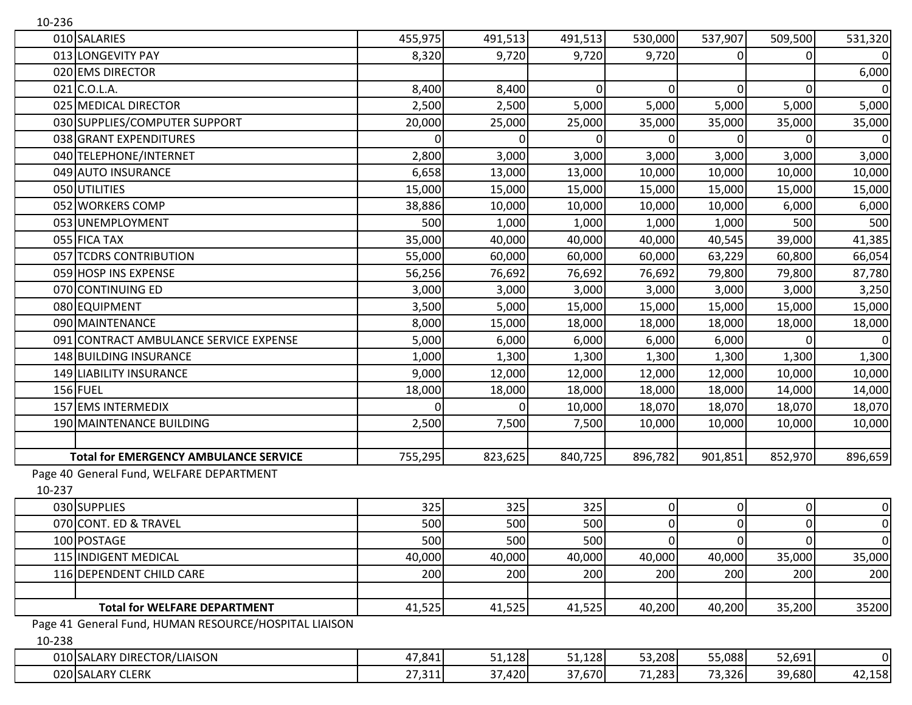10-236

| | | | | | | | | |
|---|---|---|---|---|---|---|---|---|
| 010 | SALARIES | 455,975 | 491,513 | 491,513 | 530,000 | 537,907 | 509,500 | 531,320 |
| 013 | LONGEVITY PAY | 8,320 | 9,720 | 9,720 | 9,720 | 0 | 0 | 0 |
| 020 | EMS DIRECTOR | | | | | | | 6,000 |
| 021 | C.O.L.A. | 8,400 | 8,400 | 0 | 0 | 0 | 0 | 0 |
| 025 | MEDICAL DIRECTOR | 2,500 | 2,500 | 5,000 | 5,000 | 5,000 | 5,000 | 5,000 |
| 030 | SUPPLIES/COMPUTER SUPPORT | 20,000 | 25,000 | 25,000 | 35,000 | 35,000 | 35,000 | 35,000 |
| 038 | GRANT EXPENDITURES | 0 | 0 | 0 | 0 | 0 | 0 | 0 |
| 040 | TELEPHONE/INTERNET | 2,800 | 3,000 | 3,000 | 3,000 | 3,000 | 3,000 | 3,000 |
| 049 | AUTO INSURANCE | 6,658 | 13,000 | 13,000 | 10,000 | 10,000 | 10,000 | 10,000 |
| 050 | UTILITIES | 15,000 | 15,000 | 15,000 | 15,000 | 15,000 | 15,000 | 15,000 |
| 052 | WORKERS COMP | 38,886 | 10,000 | 10,000 | 10,000 | 10,000 | 6,000 | 6,000 |
| 053 | UNEMPLOYMENT | 500 | 1,000 | 1,000 | 1,000 | 1,000 | 500 | 500 |
| 055 | FICA TAX | 35,000 | 40,000 | 40,000 | 40,000 | 40,545 | 39,000 | 41,385 |
| 057 | TCDRS CONTRIBUTION | 55,000 | 60,000 | 60,000 | 60,000 | 63,229 | 60,800 | 66,054 |
| 059 | HOSP INS EXPENSE | 56,256 | 76,692 | 76,692 | 76,692 | 79,800 | 79,800 | 87,780 |
| 070 | CONTINUING ED | 3,000 | 3,000 | 3,000 | 3,000 | 3,000 | 3,000 | 3,250 |
| 080 | EQUIPMENT | 3,500 | 5,000 | 15,000 | 15,000 | 15,000 | 15,000 | 15,000 |
| 090 | MAINTENANCE | 8,000 | 15,000 | 18,000 | 18,000 | 18,000 | 18,000 | 18,000 |
| 091 | CONTRACT AMBULANCE SERVICE EXPENSE | 5,000 | 6,000 | 6,000 | 6,000 | 6,000 | 0 | 0 |
| 148 | BUILDING INSURANCE | 1,000 | 1,300 | 1,300 | 1,300 | 1,300 | 1,300 | 1,300 |
| 149 | LIABILITY INSURANCE | 9,000 | 12,000 | 12,000 | 12,000 | 12,000 | 10,000 | 10,000 |
| 156 | FUEL | 18,000 | 18,000 | 18,000 | 18,000 | 18,000 | 14,000 | 14,000 |
| 157 | EMS INTERMEDIX | 0 | 0 | 10,000 | 18,070 | 18,070 | 18,070 | 18,070 |
| 190 | MAINTENANCE BUILDING | 2,500 | 7,500 | 7,500 | 10,000 | 10,000 | 10,000 | 10,000 |
| | | | | | | | | |
| **Total for EMERGENCY AMBULANCE SERVICE** | | 755,295 | 823,625 | 840,725 | 896,782 | 901,851 | 852,970 | 896,659 |

Page 40 General Fund, WELFARE DEPARTMENT

10-237

| | | | | | | | | |
|---|---|---|---|---|---|---|---|---|
| 030 | SUPPLIES | 325 | 325 | 325 | 0 | 0 | 0 | 0 |
| 070 | CONT. ED & TRAVEL | 500 | 500 | 500 | 0 | 0 | 0 | 0 |
| 100 | POSTAGE | 500 | 500 | 500 | 0 | 0 | 0 | 0 |
| 115 | INDIGENT MEDICAL | 40,000 | 40,000 | 40,000 | 40,000 | 40,000 | 35,000 | 35,000 |
| 116 | DEPENDENT CHILD CARE | 200 | 200 | 200 | 200 | 200 | 200 | 200 |
| | | | | | | | | |
| **Total for WELFARE DEPARTMENT** | | 41,525 | 41,525 | 41,525 | 40,200 | 40,200 | 35,200 | 35200 |

Page 41 General Fund, HUMAN RESOURCE/HOSPITAL LIAISON

10-238

| | | | | | | | | |
|---|---|---|---|---|---|---|---|---|
| 010 | SALARY DIRECTOR/LIAISON | 47,841 | 51,128 | 51,128 | 53,208 | 55,088 | 52,691 | 0 |
| 020 | SALARY CLERK | 27,311 | 37,420 | 37,670 | 71,283 | 73,326 | 39,680 | 42,158 |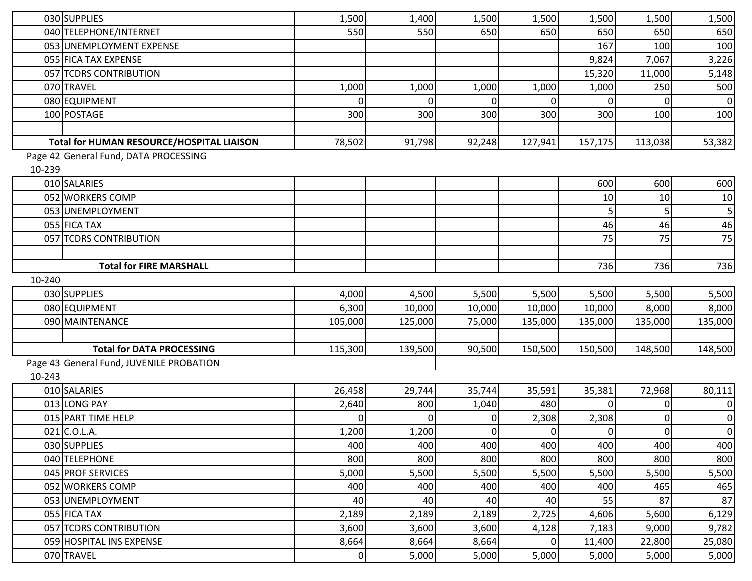| | | | | | | | | |
|---|---|---|---|---|---|---|---|---|
| 030 | SUPPLIES | 1,500 | 1,400 | 1,500 | 1,500 | 1,500 | 1,500 | 1,500 |
| 040 | TELEPHONE/INTERNET | 550 | 550 | 650 | 650 | 650 | 650 | 650 |
| 053 | UNEMPLOYMENT EXPENSE | | | | | 167 | 100 | 100 |
| 055 | FICA TAX EXPENSE | | | | | 9,824 | 7,067 | 3,226 |
| 057 | TCDRS CONTRIBUTION | | | | | 15,320 | 11,000 | 5,148 |
| 070 | TRAVEL | 1,000 | 1,000 | 1,000 | 1,000 | 1,000 | 250 | 500 |
| 080 | EQUIPMENT | 0 | 0 | 0 | 0 | 0 | 0 | 0 |
| 100 | POSTAGE | 300 | 300 | 300 | 300 | 300 | 100 | 100 |
| | | | | | | | | |
| | **Total for HUMAN RESOURCE/HOSPITAL LIAISON** | 78,502 | 91,798 | 92,248 | 127,941 | 157,175 | 113,038 | 53,382 |

Page 42 General Fund, DATA PROCESSING

10-239

| | | | | | | | | |
|---|---|---|---|---|---|---|---|---|
| 010 | SALARIES | | | | | 600 | 600 | 600 |
| 052 | WORKERS COMP | | | | | 10 | 10 | 10 |
| 053 | UNEMPLOYMENT | | | | | 5 | 5 | 5 |
| 055 | FICA TAX | | | | | 46 | 46 | 46 |
| 057 | TCDRS CONTRIBUTION | | | | | 75 | 75 | 75 |
| | | | | | | | | |
| | **Total for FIRE MARSHALL** | | | | | 736 | 736 | 736 |

10-240

| | | | | | | | | |
|---|---|---|---|---|---|---|---|---|
| 030 | SUPPLIES | 4,000 | 4,500 | 5,500 | 5,500 | 5,500 | 5,500 | 5,500 |
| 080 | EQUIPMENT | 6,300 | 10,000 | 10,000 | 10,000 | 10,000 | 8,000 | 8,000 |
| 090 | MAINTENANCE | 105,000 | 125,000 | 75,000 | 135,000 | 135,000 | 135,000 | 135,000 |
| | | | | | | | | |
| | **Total for DATA PROCESSING** | 115,300 | 139,500 | 90,500 | 150,500 | 150,500 | 148,500 | 148,500 |

Page 43 General Fund, JUVENILE PROBATION

10-243

| | | | | | | | | |
|---|---|---|---|---|---|---|---|---|
| 010 | SALARIES | 26,458 | 29,744 | 35,744 | 35,591 | 35,381 | 72,968 | 80,111 |
| 013 | LONG PAY | 2,640 | 800 | 1,040 | 480 | 0 | 0 | 0 |
| 015 | PART TIME HELP | 0 | 0 | 0 | 2,308 | 2,308 | 0 | 0 |
| 021 | C.O.L.A. | 1,200 | 1,200 | 0 | 0 | 0 | 0 | 0 |
| 030 | SUPPLIES | 400 | 400 | 400 | 400 | 400 | 400 | 400 |
| 040 | TELEPHONE | 800 | 800 | 800 | 800 | 800 | 800 | 800 |
| 045 | PROF SERVICES | 5,000 | 5,500 | 5,500 | 5,500 | 5,500 | 5,500 | 5,500 |
| 052 | WORKERS COMP | 400 | 400 | 400 | 400 | 400 | 465 | 465 |
| 053 | UNEMPLOYMENT | 40 | 40 | 40 | 40 | 55 | 87 | 87 |
| 055 | FICA TAX | 2,189 | 2,189 | 2,189 | 2,725 | 4,606 | 5,600 | 6,129 |
| 057 | TCDRS CONTRIBUTION | 3,600 | 3,600 | 3,600 | 4,128 | 7,183 | 9,000 | 9,782 |
| 059 | HOSPITAL INS EXPENSE | 8,664 | 8,664 | 8,664 | 0 | 11,400 | 22,800 | 25,080 |
| 070 | TRAVEL | 0 | 5,000 | 5,000 | 5,000 | 5,000 | 5,000 | 5,000 |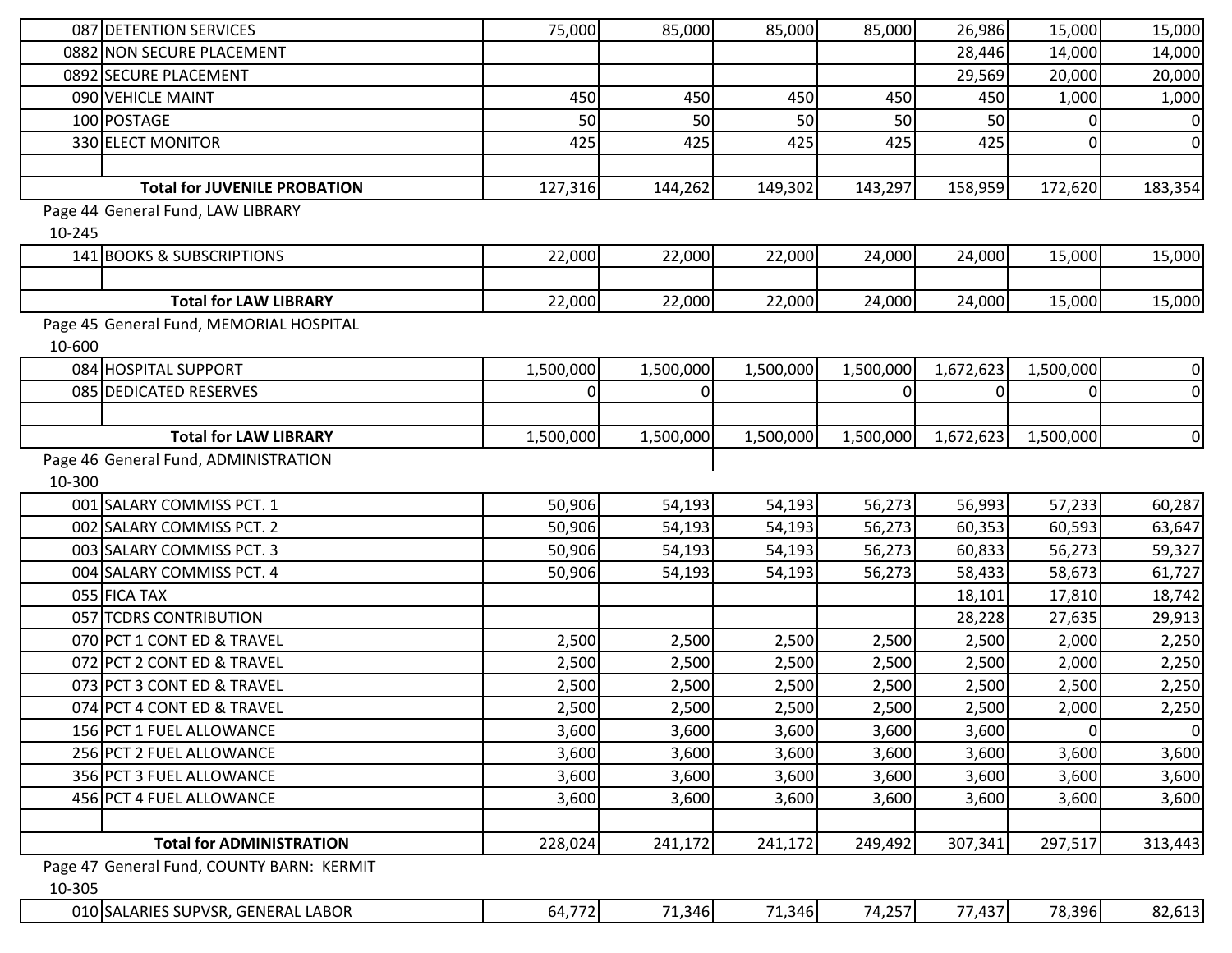| | | | | | | | | |
|---|---|---|---|---|---|---|---|---|
| 087 | DETENTION SERVICES | 75,000 | 85,000 | 85,000 | 85,000 | 26,986 | 15,000 | 15,000 |
| 0882 | NON SECURE PLACEMENT | | | | | 28,446 | 14,000 | 14,000 |
| 0892 | SECURE PLACEMENT | | | | | 29,569 | 20,000 | 20,000 |
| 090 | VEHICLE MAINT | 450 | 450 | 450 | 450 | 450 | 1,000 | 1,000 |
| 100 | POSTAGE | 50 | 50 | 50 | 50 | 50 | 0 | 0 |
| 330 | ELECT MONITOR | 425 | 425 | 425 | 425 | 425 | 0 | 0 |
| | | | | | | | | |
| | **Total for JUVENILE PROBATION** | 127,316 | 144,262 | 149,302 | 143,297 | 158,959 | 172,620 | 183,354 |

Page 44 General Fund, LAW LIBRARY
10-245

| | | | | | | | | |
|---|---|---|---|---|---|---|---|---|
| 141 | BOOKS & SUBSCRIPTIONS | 22,000 | 22,000 | 22,000 | 24,000 | 24,000 | 15,000 | 15,000 |
| | | | | | | | | |
| | **Total for LAW LIBRARY** | 22,000 | 22,000 | 22,000 | 24,000 | 24,000 | 15,000 | 15,000 |

Page 45 General Fund, MEMORIAL HOSPITAL
10-600

| | | | | | | | | |
|---|---|---|---|---|---|---|---|---|
| 084 | HOSPITAL SUPPORT | 1,500,000 | 1,500,000 | 1,500,000 | 1,500,000 | 1,672,623 | 1,500,000 | 0 |
| 085 | DEDICATED RESERVES | 0 | 0 | | 0 | 0 | 0 | 0 |
| | | | | | | | | |
| | **Total for LAW LIBRARY** | 1,500,000 | 1,500,000 | 1,500,000 | 1,500,000 | 1,672,623 | 1,500,000 | 0 |

Page 46 General Fund, ADMINISTRATION
10-300

| | | | | | | | | |
|---|---|---|---|---|---|---|---|---|
| 001 | SALARY COMMISS PCT. 1 | 50,906 | 54,193 | 54,193 | 56,273 | 56,993 | 57,233 | 60,287 |
| 002 | SALARY COMMISS PCT. 2 | 50,906 | 54,193 | 54,193 | 56,273 | 60,353 | 60,593 | 63,647 |
| 003 | SALARY COMMISS PCT. 3 | 50,906 | 54,193 | 54,193 | 56,273 | 60,833 | 56,273 | 59,327 |
| 004 | SALARY COMMISS PCT. 4 | 50,906 | 54,193 | 54,193 | 56,273 | 58,433 | 58,673 | 61,727 |
| 055 | FICA TAX | | | | | 18,101 | 17,810 | 18,742 |
| 057 | TCDRS CONTRIBUTION | | | | | 28,228 | 27,635 | 29,913 |
| 070 | PCT 1 CONT ED & TRAVEL | 2,500 | 2,500 | 2,500 | 2,500 | 2,500 | 2,000 | 2,250 |
| 072 | PCT 2 CONT ED & TRAVEL | 2,500 | 2,500 | 2,500 | 2,500 | 2,500 | 2,000 | 2,250 |
| 073 | PCT 3 CONT ED & TRAVEL | 2,500 | 2,500 | 2,500 | 2,500 | 2,500 | 2,500 | 2,250 |
| 074 | PCT 4 CONT ED & TRAVEL | 2,500 | 2,500 | 2,500 | 2,500 | 2,500 | 2,000 | 2,250 |
| 156 | PCT 1 FUEL ALLOWANCE | 3,600 | 3,600 | 3,600 | 3,600 | 3,600 | 0 | 0 |
| 256 | PCT 2 FUEL ALLOWANCE | 3,600 | 3,600 | 3,600 | 3,600 | 3,600 | 3,600 | 3,600 |
| 356 | PCT 3 FUEL ALLOWANCE | 3,600 | 3,600 | 3,600 | 3,600 | 3,600 | 3,600 | 3,600 |
| 456 | PCT 4 FUEL ALLOWANCE | 3,600 | 3,600 | 3,600 | 3,600 | 3,600 | 3,600 | 3,600 |
| | | | | | | | | |
| | **Total for ADMINISTRATION** | 228,024 | 241,172 | 241,172 | 249,492 | 307,341 | 297,517 | 313,443 |

Page 47 General Fund, COUNTY BARN: KERMIT
10-305

| | | | | | | | | |
|---|---|---|---|---|---|---|---|---|
| 010 | SALARIES SUPVSR, GENERAL LABOR | 64,772 | 71,346 | 71,346 | 74,257 | 77,437 | 78,396 | 82,613 |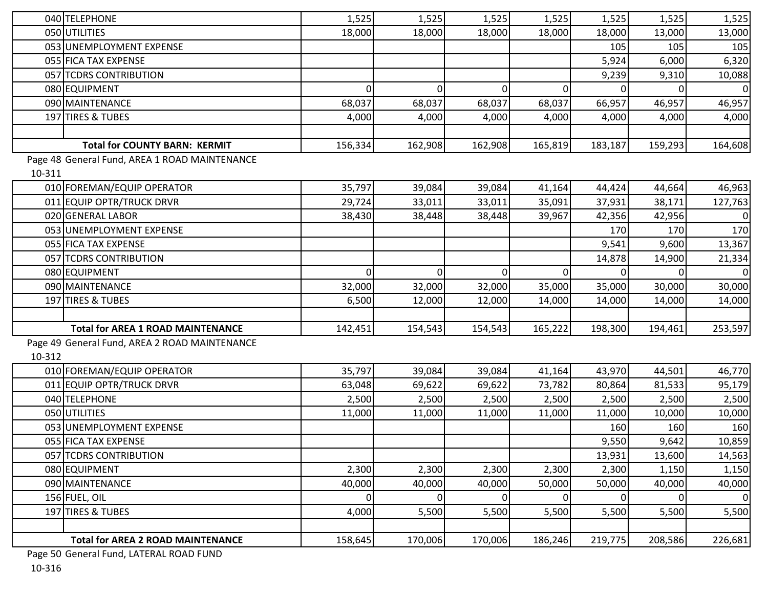| | | | | | | | | |
|---|---|---|---|---|---|---|---|---|
| 040 | TELEPHONE | 1,525 | 1,525 | 1,525 | 1,525 | 1,525 | 1,525 | 1,525 |
| 050 | UTILITIES | 18,000 | 18,000 | 18,000 | 18,000 | 18,000 | 13,000 | 13,000 |
| 053 | UNEMPLOYMENT EXPENSE | | | | | 105 | 105 | 105 |
| 055 | FICA TAX EXPENSE | | | | | 5,924 | 6,000 | 6,320 |
| 057 | TCDRS CONTRIBUTION | | | | | 9,239 | 9,310 | 10,088 |
| 080 | EQUIPMENT | 0 | 0 | 0 | 0 | 0 | 0 | 0 |
| 090 | MAINTENANCE | 68,037 | 68,037 | 68,037 | 68,037 | 66,957 | 46,957 | 46,957 |
| 197 | TIRES & TUBES | 4,000 | 4,000 | 4,000 | 4,000 | 4,000 | 4,000 | 4,000 |
| | | | | | | | | |
| | **Total for COUNTY BARN: KERMIT** | 156,334 | 162,908 | 162,908 | 165,819 | 183,187 | 159,293 | 164,608 |

Page 48 General Fund, AREA 1 ROAD MAINTENANCE

10-311

| | | | | | | | | |
|---|---|---|---|---|---|---|---|---|
| 010 | FOREMAN/EQUIP OPERATOR | 35,797 | 39,084 | 39,084 | 41,164 | 44,424 | 44,664 | 46,963 |
| 011 | EQUIP OPTR/TRUCK DRVR | 29,724 | 33,011 | 33,011 | 35,091 | 37,931 | 38,171 | 127,763 |
| 020 | GENERAL LABOR | 38,430 | 38,448 | 38,448 | 39,967 | 42,356 | 42,956 | 0 |
| 053 | UNEMPLOYMENT EXPENSE | | | | | 170 | 170 | 170 |
| 055 | FICA TAX EXPENSE | | | | | 9,541 | 9,600 | 13,367 |
| 057 | TCDRS CONTRIBUTION | | | | | 14,878 | 14,900 | 21,334 |
| 080 | EQUIPMENT | 0 | 0 | 0 | 0 | 0 | 0 | 0 |
| 090 | MAINTENANCE | 32,000 | 32,000 | 32,000 | 35,000 | 35,000 | 30,000 | 30,000 |
| 197 | TIRES & TUBES | 6,500 | 12,000 | 12,000 | 14,000 | 14,000 | 14,000 | 14,000 |
| | | | | | | | | |
| | **Total for AREA 1 ROAD MAINTENANCE** | 142,451 | 154,543 | 154,543 | 165,222 | 198,300 | 194,461 | 253,597 |

Page 49 General Fund, AREA 2 ROAD MAINTENANCE

10-312

| | | | | | | | | |
|---|---|---|---|---|---|---|---|---|
| 010 | FOREMAN/EQUIP OPERATOR | 35,797 | 39,084 | 39,084 | 41,164 | 43,970 | 44,501 | 46,770 |
| 011 | EQUIP OPTR/TRUCK DRVR | 63,048 | 69,622 | 69,622 | 73,782 | 80,864 | 81,533 | 95,179 |
| 040 | TELEPHONE | 2,500 | 2,500 | 2,500 | 2,500 | 2,500 | 2,500 | 2,500 |
| 050 | UTILITIES | 11,000 | 11,000 | 11,000 | 11,000 | 11,000 | 10,000 | 10,000 |
| 053 | UNEMPLOYMENT EXPENSE | | | | | 160 | 160 | 160 |
| 055 | FICA TAX EXPENSE | | | | | 9,550 | 9,642 | 10,859 |
| 057 | TCDRS CONTRIBUTION | | | | | 13,931 | 13,600 | 14,563 |
| 080 | EQUIPMENT | 2,300 | 2,300 | 2,300 | 2,300 | 2,300 | 1,150 | 1,150 |
| 090 | MAINTENANCE | 40,000 | 40,000 | 40,000 | 50,000 | 50,000 | 40,000 | 40,000 |
| 156 | FUEL, OIL | 0 | 0 | 0 | 0 | 0 | 0 | 0 |
| 197 | TIRES & TUBES | 4,000 | 5,500 | 5,500 | 5,500 | 5,500 | 5,500 | 5,500 |
| | | | | | | | | |
| | **Total for AREA 2 ROAD MAINTENANCE** | 158,645 | 170,006 | 170,006 | 186,246 | 219,775 | 208,586 | 226,681 |

Page 50 General Fund, LATERAL ROAD FUND

10-316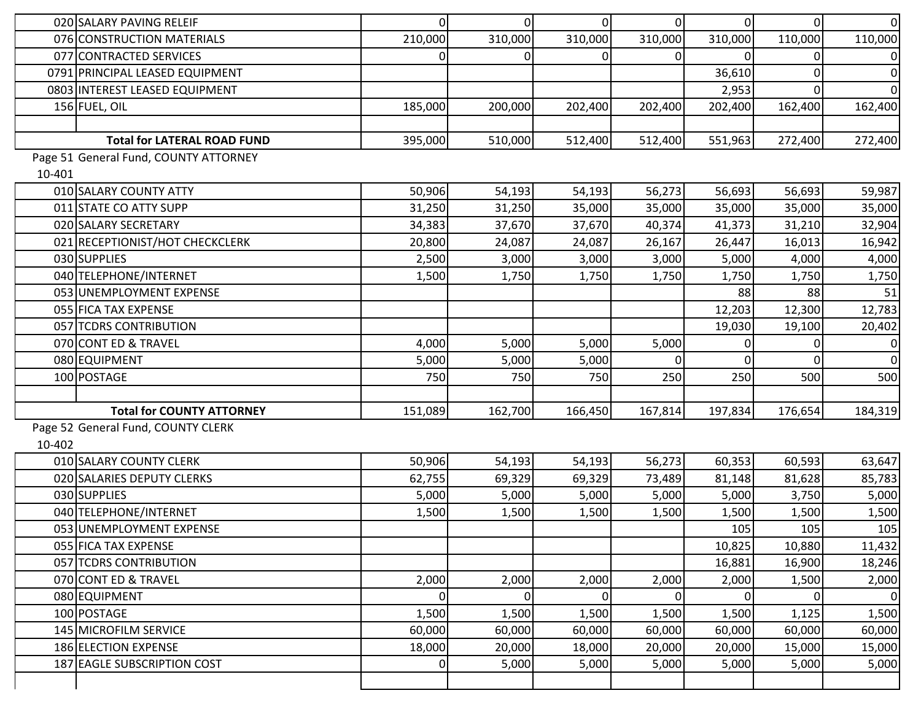| | | | | | | | | |
|---|---|---|---|---|---|---|---|---|
| 020 | SALARY PAVING RELEIF | 0 | 0 | 0 | 0 | 0 | 0 | 0 |
| 076 | CONSTRUCTION MATERIALS | 210,000 | 310,000 | 310,000 | 310,000 | 310,000 | 110,000 | 110,000 |
| 077 | CONTRACTED SERVICES | 0 | 0 | 0 | 0 | 0 | 0 | 0 |
| 0791 | PRINCIPAL LEASED EQUIPMENT | | | | | 36,610 | 0 | 0 |
| 0803 | INTEREST LEASED EQUIPMENT | | | | | 2,953 | 0 | 0 |
| 156 | FUEL, OIL | 185,000 | 200,000 | 202,400 | 202,400 | 202,400 | 162,400 | 162,400 |
| | | | | | | | | |
| | **Total for LATERAL ROAD FUND** | 395,000 | 510,000 | 512,400 | 512,400 | 551,963 | 272,400 | 272,400 |

Page 51 General Fund, COUNTY ATTORNEY

10-401

| | | | | | | | | |
|---|---|---|---|---|---|---|---|---|
| 010 | SALARY COUNTY ATTY | 50,906 | 54,193 | 54,193 | 56,273 | 56,693 | 56,693 | 59,987 |
| 011 | STATE CO ATTY SUPP | 31,250 | 31,250 | 35,000 | 35,000 | 35,000 | 35,000 | 35,000 |
| 020 | SALARY SECRETARY | 34,383 | 37,670 | 37,670 | 40,374 | 41,373 | 31,210 | 32,904 |
| 021 | RECEPTIONIST/HOT CHECKCLERK | 20,800 | 24,087 | 24,087 | 26,167 | 26,447 | 16,013 | 16,942 |
| 030 | SUPPLIES | 2,500 | 3,000 | 3,000 | 3,000 | 5,000 | 4,000 | 4,000 |
| 040 | TELEPHONE/INTERNET | 1,500 | 1,750 | 1,750 | 1,750 | 1,750 | 1,750 | 1,750 |
| 053 | UNEMPLOYMENT EXPENSE | | | | | 88 | 88 | 51 |
| 055 | FICA TAX EXPENSE | | | | | 12,203 | 12,300 | 12,783 |
| 057 | TCDRS CONTRIBUTION | | | | | 19,030 | 19,100 | 20,402 |
| 070 | CONT ED & TRAVEL | 4,000 | 5,000 | 5,000 | 5,000 | 0 | 0 | 0 |
| 080 | EQUIPMENT | 5,000 | 5,000 | 5,000 | 0 | 0 | 0 | 0 |
| 100 | POSTAGE | 750 | 750 | 750 | 250 | 250 | 500 | 500 |
| | | | | | | | | |
| | **Total for COUNTY ATTORNEY** | 151,089 | 162,700 | 166,450 | 167,814 | 197,834 | 176,654 | 184,319 |

Page 52 General Fund, COUNTY CLERK

10-402

| | | | | | | | | |
|---|---|---|---|---|---|---|---|---|
| 010 | SALARY COUNTY CLERK | 50,906 | 54,193 | 54,193 | 56,273 | 60,353 | 60,593 | 63,647 |
| 020 | SALARIES DEPUTY CLERKS | 62,755 | 69,329 | 69,329 | 73,489 | 81,148 | 81,628 | 85,783 |
| 030 | SUPPLIES | 5,000 | 5,000 | 5,000 | 5,000 | 5,000 | 3,750 | 5,000 |
| 040 | TELEPHONE/INTERNET | 1,500 | 1,500 | 1,500 | 1,500 | 1,500 | 1,500 | 1,500 |
| 053 | UNEMPLOYMENT EXPENSE | | | | | 105 | 105 | 105 |
| 055 | FICA TAX EXPENSE | | | | | 10,825 | 10,880 | 11,432 |
| 057 | TCDRS CONTRIBUTION | | | | | 16,881 | 16,900 | 18,246 |
| 070 | CONT ED & TRAVEL | 2,000 | 2,000 | 2,000 | 2,000 | 2,000 | 1,500 | 2,000 |
| 080 | EQUIPMENT | 0 | 0 | 0 | 0 | 0 | 0 | 0 |
| 100 | POSTAGE | 1,500 | 1,500 | 1,500 | 1,500 | 1,500 | 1,125 | 1,500 |
| 145 | MICROFILM SERVICE | 60,000 | 60,000 | 60,000 | 60,000 | 60,000 | 60,000 | 60,000 |
| 186 | ELECTION EXPENSE | 18,000 | 20,000 | 18,000 | 20,000 | 20,000 | 15,000 | 15,000 |
| 187 | EAGLE SUBSCRIPTION COST | 0 | 5,000 | 5,000 | 5,000 | 5,000 | 5,000 | 5,000 |
| | | | | | | | | |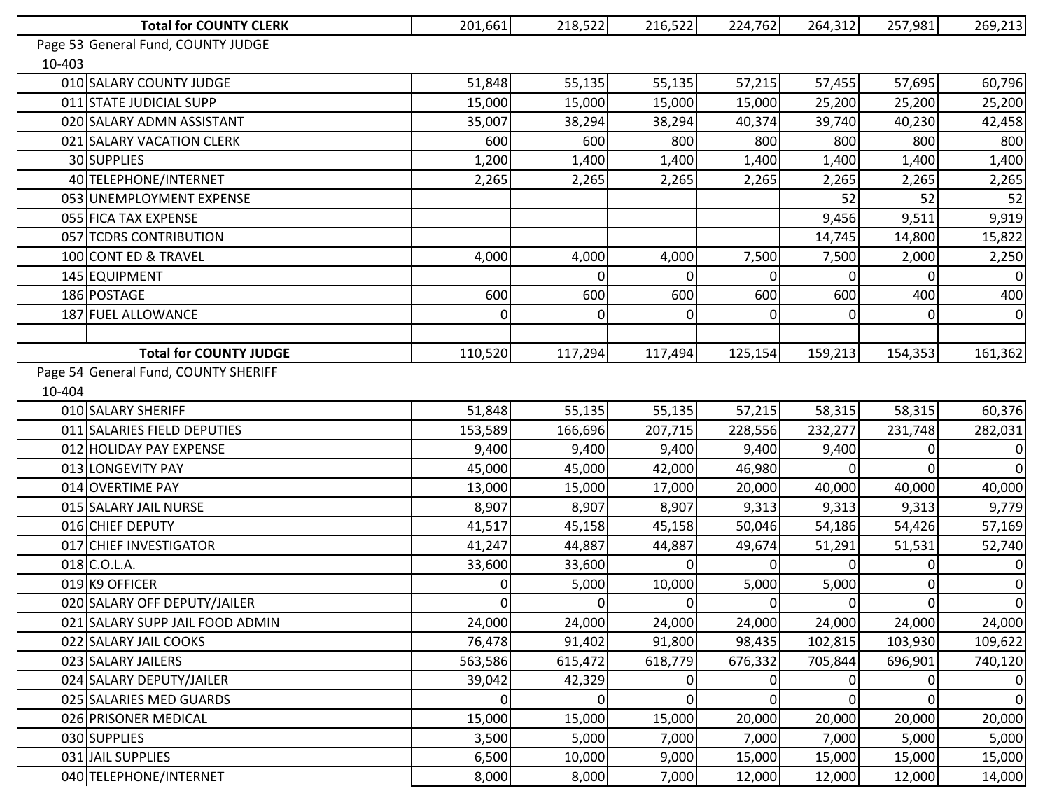| | Total for COUNTY CLERK | 201,661 | 218,522 | 216,522 | 224,762 | 264,312 | 257,981 | 269,213 |
|---|---|---|---|---|---|---|---|---|

Page 53 General Fund, COUNTY JUDGE

10-403

| | | | | | | | | |
|---|---|---|---|---|---|---|---|---|
| 010 | SALARY COUNTY JUDGE | 51,848 | 55,135 | 55,135 | 57,215 | 57,455 | 57,695 | 60,796 |
| 011 | STATE JUDICIAL SUPP | 15,000 | 15,000 | 15,000 | 15,000 | 25,200 | 25,200 | 25,200 |
| 020 | SALARY ADMN ASSISTANT | 35,007 | 38,294 | 38,294 | 40,374 | 39,740 | 40,230 | 42,458 |
| 021 | SALARY VACATION CLERK | 600 | 600 | 800 | 800 | 800 | 800 | 800 |
| 30 | SUPPLIES | 1,200 | 1,400 | 1,400 | 1,400 | 1,400 | 1,400 | 1,400 |
| 40 | TELEPHONE/INTERNET | 2,265 | 2,265 | 2,265 | 2,265 | 2,265 | 2,265 | 2,265 |
| 053 | UNEMPLOYMENT EXPENSE | | | | | 52 | 52 | 52 |
| 055 | FICA TAX EXPENSE | | | | | 9,456 | 9,511 | 9,919 |
| 057 | TCDRS CONTRIBUTION | | | | | 14,745 | 14,800 | 15,822 |
| 100 | CONT ED & TRAVEL | 4,000 | 4,000 | 4,000 | 7,500 | 7,500 | 2,000 | 2,250 |
| 145 | EQUIPMENT | | 0 | 0 | 0 | 0 | 0 | 0 |
| 186 | POSTAGE | 600 | 600 | 600 | 600 | 600 | 400 | 400 |
| 187 | FUEL ALLOWANCE | 0 | 0 | 0 | 0 | 0 | 0 | 0 |
| | | | | | | | | |
| | **Total for COUNTY JUDGE** | 110,520 | 117,294 | 117,494 | 125,154 | 159,213 | 154,353 | 161,362 |

Page 54 General Fund, COUNTY SHERIFF

10-404

| | | | | | | | | |
|---|---|---|---|---|---|---|---|---|
| 010 | SALARY SHERIFF | 51,848 | 55,135 | 55,135 | 57,215 | 58,315 | 58,315 | 60,376 |
| 011 | SALARIES FIELD DEPUTIES | 153,589 | 166,696 | 207,715 | 228,556 | 232,277 | 231,748 | 282,031 |
| 012 | HOLIDAY PAY EXPENSE | 9,400 | 9,400 | 9,400 | 9,400 | 9,400 | 0 | 0 |
| 013 | LONGEVITY PAY | 45,000 | 45,000 | 42,000 | 46,980 | 0 | 0 | 0 |
| 014 | OVERTIME PAY | 13,000 | 15,000 | 17,000 | 20,000 | 40,000 | 40,000 | 40,000 |
| 015 | SALARY JAIL NURSE | 8,907 | 8,907 | 8,907 | 9,313 | 9,313 | 9,313 | 9,779 |
| 016 | CHIEF DEPUTY | 41,517 | 45,158 | 45,158 | 50,046 | 54,186 | 54,426 | 57,169 |
| 017 | CHIEF INVESTIGATOR | 41,247 | 44,887 | 44,887 | 49,674 | 51,291 | 51,531 | 52,740 |
| 018 | C.O.L.A. | 33,600 | 33,600 | 0 | 0 | 0 | 0 | 0 |
| 019 | K9 OFFICER | 0 | 5,000 | 10,000 | 5,000 | 5,000 | 0 | 0 |
| 020 | SALARY OFF DEPUTY/JAILER | 0 | 0 | 0 | 0 | 0 | 0 | 0 |
| 021 | SALARY SUPP JAIL FOOD ADMIN | 24,000 | 24,000 | 24,000 | 24,000 | 24,000 | 24,000 | 24,000 |
| 022 | SALARY JAIL COOKS | 76,478 | 91,402 | 91,800 | 98,435 | 102,815 | 103,930 | 109,622 |
| 023 | SALARY JAILERS | 563,586 | 615,472 | 618,779 | 676,332 | 705,844 | 696,901 | 740,120 |
| 024 | SALARY DEPUTY/JAILER | 39,042 | 42,329 | 0 | 0 | 0 | 0 | 0 |
| 025 | SALARIES MED GUARDS | 0 | 0 | 0 | 0 | 0 | 0 | 0 |
| 026 | PRISONER MEDICAL | 15,000 | 15,000 | 15,000 | 20,000 | 20,000 | 20,000 | 20,000 |
| 030 | SUPPLIES | 3,500 | 5,000 | 7,000 | 7,000 | 7,000 | 5,000 | 5,000 |
| 031 | JAIL SUPPLIES | 6,500 | 10,000 | 9,000 | 15,000 | 15,000 | 15,000 | 15,000 |
| 040 | TELEPHONE/INTERNET | 8,000 | 8,000 | 7,000 | 12,000 | 12,000 | 12,000 | 14,000 |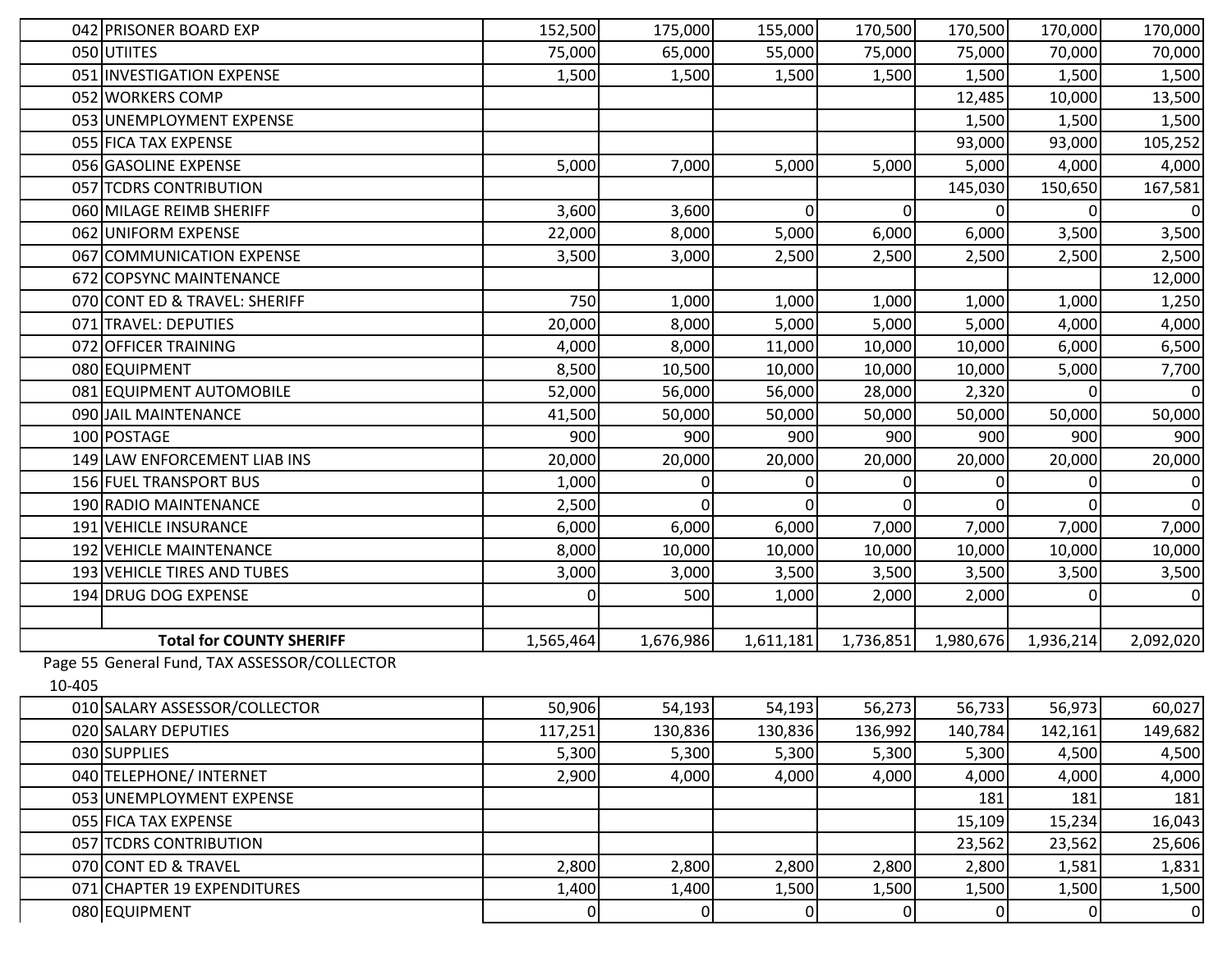| | | | | | | | | |
|---|---|---|---|---|---|---|---|---|
| 042 | PRISONER BOARD EXP | 152,500 | 175,000 | 155,000 | 170,500 | 170,500 | 170,000 | 170,000 |
| 050 | UTIITES | 75,000 | 65,000 | 55,000 | 75,000 | 75,000 | 70,000 | 70,000 |
| 051 | INVESTIGATION EXPENSE | 1,500 | 1,500 | 1,500 | 1,500 | 1,500 | 1,500 | 1,500 |
| 052 | WORKERS COMP | | | | | 12,485 | 10,000 | 13,500 |
| 053 | UNEMPLOYMENT EXPENSE | | | | | 1,500 | 1,500 | 1,500 |
| 055 | FICA TAX EXPENSE | | | | | 93,000 | 93,000 | 105,252 |
| 056 | GASOLINE EXPENSE | 5,000 | 7,000 | 5,000 | 5,000 | 5,000 | 4,000 | 4,000 |
| 057 | TCDRS CONTRIBUTION | | | | | 145,030 | 150,650 | 167,581 |
| 060 | MILAGE REIMB SHERIFF | 3,600 | 3,600 | 0 | 0 | 0 | 0 | 0 |
| 062 | UNIFORM EXPENSE | 22,000 | 8,000 | 5,000 | 6,000 | 6,000 | 3,500 | 3,500 |
| 067 | COMMUNICATION EXPENSE | 3,500 | 3,000 | 2,500 | 2,500 | 2,500 | 2,500 | 2,500 |
| 672 | COPSYNC MAINTENANCE | | | | | | | 12,000 |
| 070 | CONT ED & TRAVEL: SHERIFF | 750 | 1,000 | 1,000 | 1,000 | 1,000 | 1,000 | 1,250 |
| 071 | TRAVEL: DEPUTIES | 20,000 | 8,000 | 5,000 | 5,000 | 5,000 | 4,000 | 4,000 |
| 072 | OFFICER TRAINING | 4,000 | 8,000 | 11,000 | 10,000 | 10,000 | 6,000 | 6,500 |
| 080 | EQUIPMENT | 8,500 | 10,500 | 10,000 | 10,000 | 10,000 | 5,000 | 7,700 |
| 081 | EQUIPMENT AUTOMOBILE | 52,000 | 56,000 | 56,000 | 28,000 | 2,320 | 0 | 0 |
| 090 | JAIL MAINTENANCE | 41,500 | 50,000 | 50,000 | 50,000 | 50,000 | 50,000 | 50,000 |
| 100 | POSTAGE | 900 | 900 | 900 | 900 | 900 | 900 | 900 |
| 149 | LAW ENFORCEMENT LIAB INS | 20,000 | 20,000 | 20,000 | 20,000 | 20,000 | 20,000 | 20,000 |
| 156 | FUEL TRANSPORT BUS | 1,000 | 0 | 0 | 0 | 0 | 0 | 0 |
| 190 | RADIO MAINTENANCE | 2,500 | 0 | 0 | 0 | 0 | 0 | 0 |
| 191 | VEHICLE INSURANCE | 6,000 | 6,000 | 6,000 | 7,000 | 7,000 | 7,000 | 7,000 |
| 192 | VEHICLE MAINTENANCE | 8,000 | 10,000 | 10,000 | 10,000 | 10,000 | 10,000 | 10,000 |
| 193 | VEHICLE TIRES AND TUBES | 3,000 | 3,000 | 3,500 | 3,500 | 3,500 | 3,500 | 3,500 |
| 194 | DRUG DOG EXPENSE | 0 | 500 | 1,000 | 2,000 | 2,000 | 0 | 0 |
| | | | | | | | | |
| | **Total for COUNTY SHERIFF** | 1,565,464 | 1,676,986 | 1,611,181 | 1,736,851 | 1,980,676 | 1,936,214 | 2,092,020 |

Page 55 General Fund, TAX ASSESSOR/COLLECTOR

10-405

| | | | | | | | | |
|---|---|---|---|---|---|---|---|---|
| 010 | SALARY ASSESSOR/COLLECTOR | 50,906 | 54,193 | 54,193 | 56,273 | 56,733 | 56,973 | 60,027 |
| 020 | SALARY DEPUTIES | 117,251 | 130,836 | 130,836 | 136,992 | 140,784 | 142,161 | 149,682 |
| 030 | SUPPLIES | 5,300 | 5,300 | 5,300 | 5,300 | 5,300 | 4,500 | 4,500 |
| 040 | TELEPHONE/ INTERNET | 2,900 | 4,000 | 4,000 | 4,000 | 4,000 | 4,000 | 4,000 |
| 053 | UNEMPLOYMENT EXPENSE | | | | | 181 | 181 | 181 |
| 055 | FICA TAX EXPENSE | | | | | 15,109 | 15,234 | 16,043 |
| 057 | TCDRS CONTRIBUTION | | | | | 23,562 | 23,562 | 25,606 |
| 070 | CONT ED & TRAVEL | 2,800 | 2,800 | 2,800 | 2,800 | 2,800 | 1,581 | 1,831 |
| 071 | CHAPTER 19 EXPENDITURES | 1,400 | 1,400 | 1,500 | 1,500 | 1,500 | 1,500 | 1,500 |
| 080 | EQUIPMENT | 0 | 0 | 0 | 0 | 0 | 0 | 0 |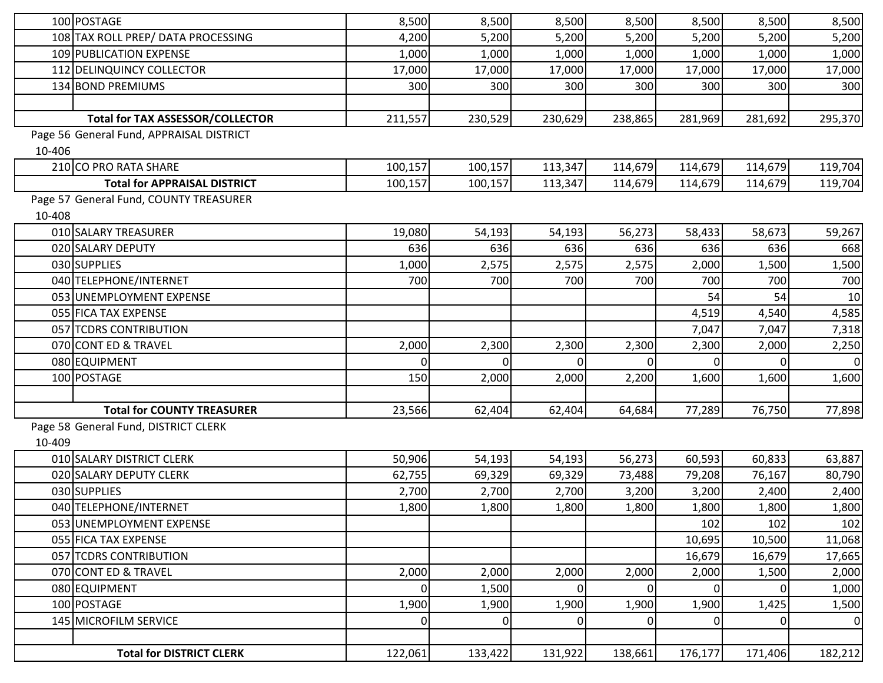| Code | Description | | | | | | | |
|---|---|---|---|---|---|---|---|---|
| 100 | POSTAGE | 8,500 | 8,500 | 8,500 | 8,500 | 8,500 | 8,500 | 8,500 |
| 108 | TAX ROLL PREP/ DATA PROCESSING | 4,200 | 5,200 | 5,200 | 5,200 | 5,200 | 5,200 | 5,200 |
| 109 | PUBLICATION EXPENSE | 1,000 | 1,000 | 1,000 | 1,000 | 1,000 | 1,000 | 1,000 |
| 112 | DELINQUINCY COLLECTOR | 17,000 | 17,000 | 17,000 | 17,000 | 17,000 | 17,000 | 17,000 |
| 134 | BOND PREMIUMS | 300 | 300 | 300 | 300 | 300 | 300 | 300 |
| | | | | | | | | |
| | **Total for TAX ASSESSOR/COLLECTOR** | 211,557 | 230,529 | 230,629 | 238,865 | 281,969 | 281,692 | 295,370 |

Page 56 General Fund, APPRAISAL DISTRICT

10-406

| Code | Description | | | | | | | |
|---|---|---|---|---|---|---|---|---|
| 210 | CO PRO RATA SHARE | 100,157 | 100,157 | 113,347 | 114,679 | 114,679 | 114,679 | 119,704 |
| | **Total for APPRAISAL DISTRICT** | 100,157 | 100,157 | 113,347 | 114,679 | 114,679 | 114,679 | 119,704 |

Page 57 General Fund, COUNTY TREASURER

10-408

| Code | Description | | | | | | | |
|---|---|---|---|---|---|---|---|---|
| 010 | SALARY TREASURER | 19,080 | 54,193 | 54,193 | 56,273 | 58,433 | 58,673 | 59,267 |
| 020 | SALARY DEPUTY | 636 | 636 | 636 | 636 | 636 | 636 | 668 |
| 030 | SUPPLIES | 1,000 | 2,575 | 2,575 | 2,575 | 2,000 | 1,500 | 1,500 |
| 040 | TELEPHONE/INTERNET | 700 | 700 | 700 | 700 | 700 | 700 | 700 |
| 053 | UNEMPLOYMENT EXPENSE | | | | | 54 | 54 | 10 |
| 055 | FICA TAX EXPENSE | | | | | 4,519 | 4,540 | 4,585 |
| 057 | TCDRS CONTRIBUTION | | | | | 7,047 | 7,047 | 7,318 |
| 070 | CONT ED & TRAVEL | 2,000 | 2,300 | 2,300 | 2,300 | 2,300 | 2,000 | 2,250 |
| 080 | EQUIPMENT | 0 | 0 | 0 | 0 | 0 | 0 | 0 |
| 100 | POSTAGE | 150 | 2,000 | 2,000 | 2,200 | 1,600 | 1,600 | 1,600 |
| | | | | | | | | |
| | **Total for COUNTY TREASURER** | 23,566 | 62,404 | 62,404 | 64,684 | 77,289 | 76,750 | 77,898 |

Page 58 General Fund, DISTRICT CLERK

10-409

| Code | Description | | | | | | | |
|---|---|---|---|---|---|---|---|---|
| 010 | SALARY DISTRICT CLERK | 50,906 | 54,193 | 54,193 | 56,273 | 60,593 | 60,833 | 63,887 |
| 020 | SALARY DEPUTY CLERK | 62,755 | 69,329 | 69,329 | 73,488 | 79,208 | 76,167 | 80,790 |
| 030 | SUPPLIES | 2,700 | 2,700 | 2,700 | 3,200 | 3,200 | 2,400 | 2,400 |
| 040 | TELEPHONE/INTERNET | 1,800 | 1,800 | 1,800 | 1,800 | 1,800 | 1,800 | 1,800 |
| 053 | UNEMPLOYMENT EXPENSE | | | | | 102 | 102 | 102 |
| 055 | FICA TAX EXPENSE | | | | | 10,695 | 10,500 | 11,068 |
| 057 | TCDRS CONTRIBUTION | | | | | 16,679 | 16,679 | 17,665 |
| 070 | CONT ED & TRAVEL | 2,000 | 2,000 | 2,000 | 2,000 | 2,000 | 1,500 | 2,000 |
| 080 | EQUIPMENT | 0 | 1,500 | 0 | 0 | 0 | 0 | 1,000 |
| 100 | POSTAGE | 1,900 | 1,900 | 1,900 | 1,900 | 1,900 | 1,425 | 1,500 |
| 145 | MICROFILM SERVICE | 0 | 0 | 0 | 0 | 0 | 0 | 0 |
| | | | | | | | | |
| | **Total for DISTRICT CLERK** | 122,061 | 133,422 | 131,922 | 138,661 | 176,177 | 171,406 | 182,212 |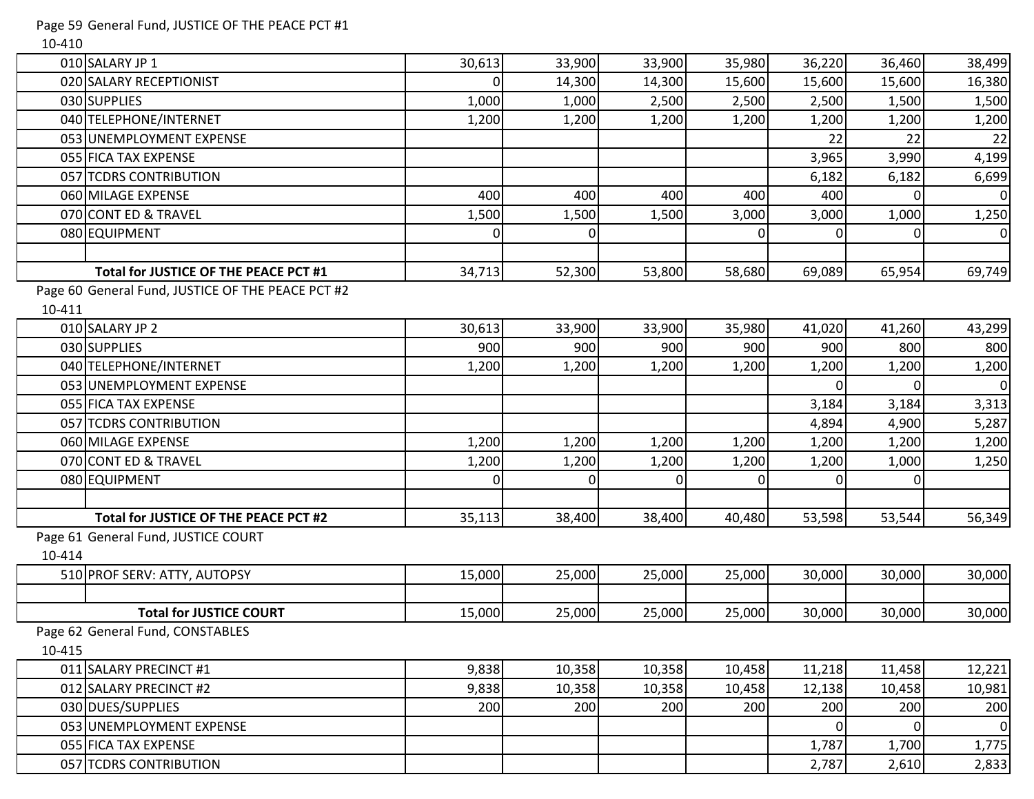Page 59 General Fund, JUSTICE OF THE PEACE PCT #1

10-410

| | | | | | | | | |
|---|---|---|---|---|---|---|---|---|
| 010 | SALARY JP 1 | 30,613 | 33,900 | 33,900 | 35,980 | 36,220 | 36,460 | 38,499 |
| 020 | SALARY RECEPTIONIST | 0 | 14,300 | 14,300 | 15,600 | 15,600 | 15,600 | 16,380 |
| 030 | SUPPLIES | 1,000 | 1,000 | 2,500 | 2,500 | 2,500 | 1,500 | 1,500 |
| 040 | TELEPHONE/INTERNET | 1,200 | 1,200 | 1,200 | 1,200 | 1,200 | 1,200 | 1,200 |
| 053 | UNEMPLOYMENT EXPENSE | | | | | 22 | 22 | 22 |
| 055 | FICA TAX EXPENSE | | | | | 3,965 | 3,990 | 4,199 |
| 057 | TCDRS CONTRIBUTION | | | | | 6,182 | 6,182 | 6,699 |
| 060 | MILAGE EXPENSE | 400 | 400 | 400 | 400 | 400 | 0 | 0 |
| 070 | CONT ED & TRAVEL | 1,500 | 1,500 | 1,500 | 3,000 | 3,000 | 1,000 | 1,250 |
| 080 | EQUIPMENT | 0 | 0 | | 0 | 0 | 0 | 0 |
| | | | | | | | | |
| | **Total for JUSTICE OF THE PEACE PCT #1** | 34,713 | 52,300 | 53,800 | 58,680 | 69,089 | 65,954 | 69,749 |

Page 60 General Fund, JUSTICE OF THE PEACE PCT #2

10-411

| | | | | | | | | |
|---|---|---|---|---|---|---|---|---|
| 010 | SALARY JP 2 | 30,613 | 33,900 | 33,900 | 35,980 | 41,020 | 41,260 | 43,299 |
| 030 | SUPPLIES | 900 | 900 | 900 | 900 | 900 | 800 | 800 |
| 040 | TELEPHONE/INTERNET | 1,200 | 1,200 | 1,200 | 1,200 | 1,200 | 1,200 | 1,200 |
| 053 | UNEMPLOYMENT EXPENSE | | | | | 0 | 0 | 0 |
| 055 | FICA TAX EXPENSE | | | | | 3,184 | 3,184 | 3,313 |
| 057 | TCDRS CONTRIBUTION | | | | | 4,894 | 4,900 | 5,287 |
| 060 | MILAGE EXPENSE | 1,200 | 1,200 | 1,200 | 1,200 | 1,200 | 1,200 | 1,200 |
| 070 | CONT ED & TRAVEL | 1,200 | 1,200 | 1,200 | 1,200 | 1,200 | 1,000 | 1,250 |
| 080 | EQUIPMENT | 0 | 0 | 0 | 0 | 0 | 0 | |
| | | | | | | | | |
| | **Total for JUSTICE OF THE PEACE PCT #2** | 35,113 | 38,400 | 38,400 | 40,480 | 53,598 | 53,544 | 56,349 |

Page 61 General Fund, JUSTICE COURT

10-414

| | | | | | | | | |
|---|---|---|---|---|---|---|---|---|
| 510 | PROF SERV: ATTY, AUTOPSY | 15,000 | 25,000 | 25,000 | 25,000 | 30,000 | 30,000 | 30,000 |
| | | | | | | | | |
| | **Total for JUSTICE COURT** | 15,000 | 25,000 | 25,000 | 25,000 | 30,000 | 30,000 | 30,000 |

Page 62 General Fund, CONSTABLES

10-415

| | | | | | | | | |
|---|---|---|---|---|---|---|---|---|
| 011 | SALARY PRECINCT #1 | 9,838 | 10,358 | 10,358 | 10,458 | 11,218 | 11,458 | 12,221 |
| 012 | SALARY PRECINCT #2 | 9,838 | 10,358 | 10,358 | 10,458 | 12,138 | 10,458 | 10,981 |
| 030 | DUES/SUPPLIES | 200 | 200 | 200 | 200 | 200 | 200 | 200 |
| 053 | UNEMPLOYMENT EXPENSE | | | | | 0 | 0 | 0 |
| 055 | FICA TAX EXPENSE | | | | | 1,787 | 1,700 | 1,775 |
| 057 | TCDRS CONTRIBUTION | | | | | 2,787 | 2,610 | 2,833 |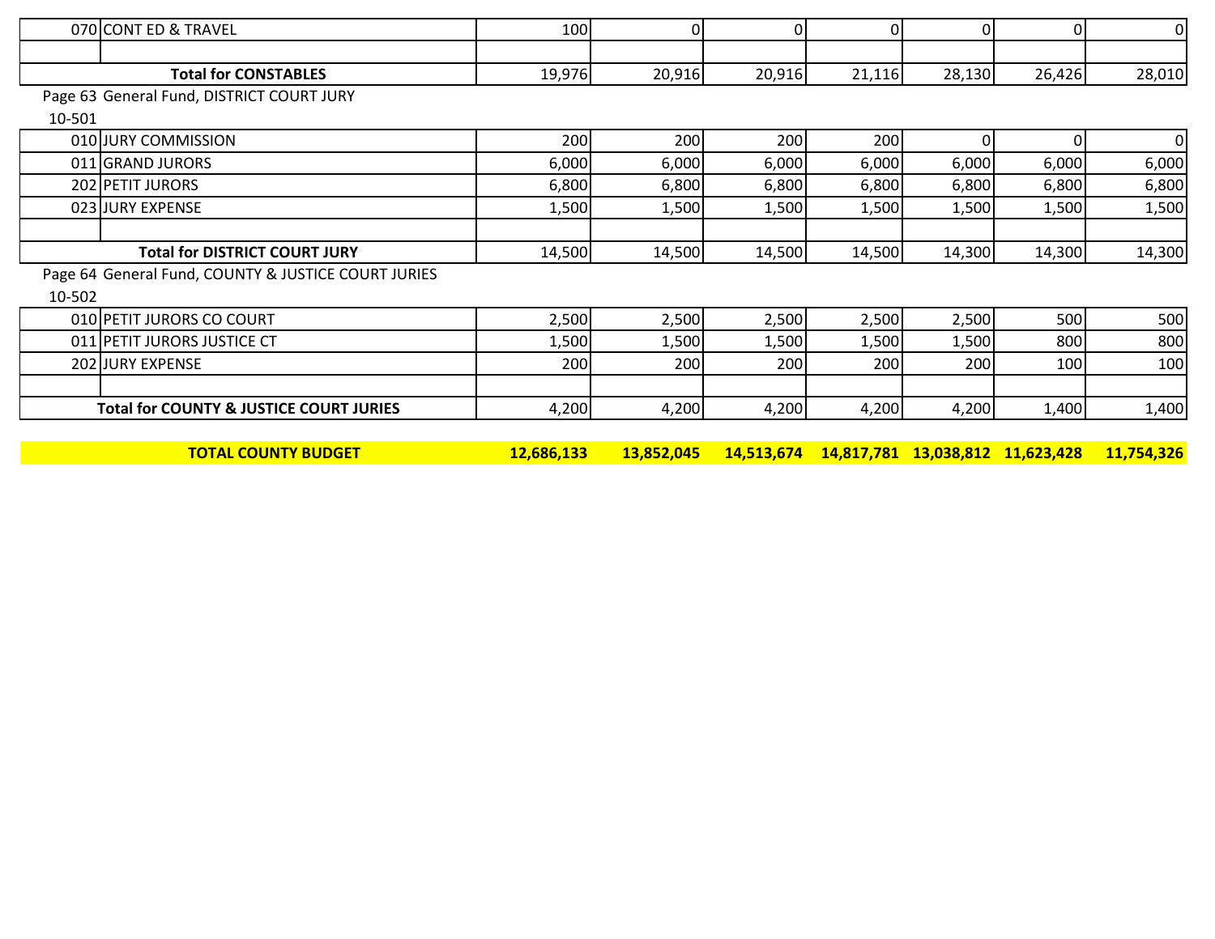| | | | | | | | | |
|---|---|---|---|---|---|---|---|---|
| 070 | CONT ED & TRAVEL | 100 | 0 | 0 | 0 | 0 | 0 | 0 |
| | | | | | | | | |
| | **Total for CONSTABLES** | 19,976 | 20,916 | 20,916 | 21,116 | 28,130 | 26,426 | 28,010 |

Page 63 General Fund, DISTRICT COURT JURY

10-501

| | | | | | | | | |
|---|---|---|---|---|---|---|---|---|
| 010 | JURY COMMISSION | 200 | 200 | 200 | 200 | 0 | 0 | 0 |
| 011 | GRAND JURORS | 6,000 | 6,000 | 6,000 | 6,000 | 6,000 | 6,000 | 6,000 |
| 202 | PETIT JURORS | 6,800 | 6,800 | 6,800 | 6,800 | 6,800 | 6,800 | 6,800 |
| 023 | JURY EXPENSE | 1,500 | 1,500 | 1,500 | 1,500 | 1,500 | 1,500 | 1,500 |
| | | | | | | | | |
| | **Total for DISTRICT COURT JURY** | 14,500 | 14,500 | 14,500 | 14,500 | 14,300 | 14,300 | 14,300 |

Page 64 General Fund, COUNTY & JUSTICE COURT JURIES

10-502

| | | | | | | | | |
|---|---|---|---|---|---|---|---|---|
| 010 | PETIT JURORS CO COURT | 2,500 | 2,500 | 2,500 | 2,500 | 2,500 | 500 | 500 |
| 011 | PETIT JURORS JUSTICE CT | 1,500 | 1,500 | 1,500 | 1,500 | 1,500 | 800 | 800 |
| 202 | JURY EXPENSE | 200 | 200 | 200 | 200 | 200 | 100 | 100 |
| | | | | | | | | |
| | **Total for COUNTY & JUSTICE COURT JURIES** | 4,200 | 4,200 | 4,200 | 4,200 | 4,200 | 1,400 | 1,400 |

| | | | | | | | |
|---|---|---|---|---|---|---|---|
| **TOTAL COUNTY BUDGET** | **12,686,133** | **13,852,045** | **14,513,674** | **14,817,781** | **13,038,812** | **11,623,428** | **11,754,326** |